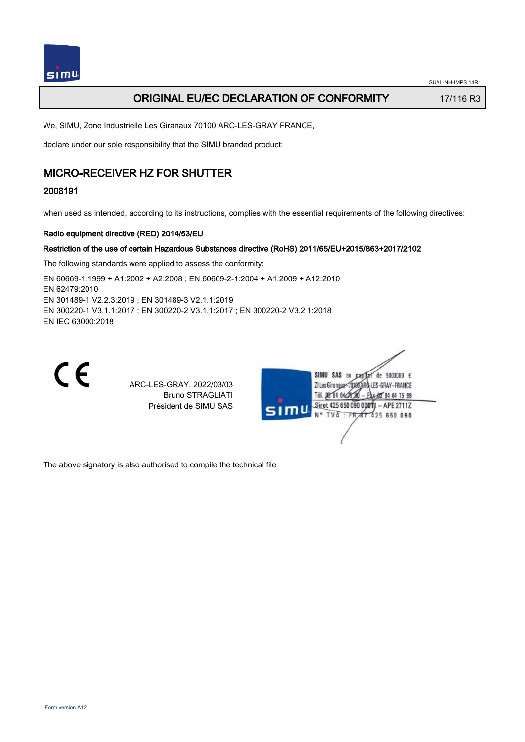# ORIGINAL EU/EC DECLARATION OF CONFORMITY

17/116 R3

We, SIMU, Zone Industrielle Les Giranaux 70100 ARC-LES-GRAY FRANCE,

declare under our sole responsibility that the SIMU branded product:

## MICRO-RECEIVER HZ FOR SHUTTER

### 2008191

when used as intended, according to its instructions, complies with the essential requirements of the following directives:

**Radio equipment directive (RED) 2014/53/EU**

**Restriction of the use of certain Hazardous Substances directive (RoHS) 2011/65/EU+2015/863+2017/2102**

The following standards were applied to assess the conformity:

EN 60669-1:1999 + A1:2002 + A2:2008 ; EN 60669-2-1:2004 + A1:2009 + A12:2010
EN 62479:2010
EN 301489-1 V2.2.3:2019 ; EN 301489-3 V2.1.1:2019
EN 300220-1 V3.1.1:2017 ; EN 300220-2 V3.1.1:2017 ; EN 300220-2 V3.2.1:2018
EN IEC 63000:2018

CE

ARC-LES-GRAY, 2022/03/03
Bruno STRAGLIATI
Président de SIMU SAS

SIMU SAS au capital de 5000000 €
ZI Les Giranaux 70100 ARC-LES-GRAY-FRANCE
Tél. 03 84 64 75 00 – Fax 03 84 64 75 99
Siret 425 650 090 00011 – APE 2711Z
N° TVA : FR 87 425 650 090

The above signatory is also authorised to compile the technical file

Form version A12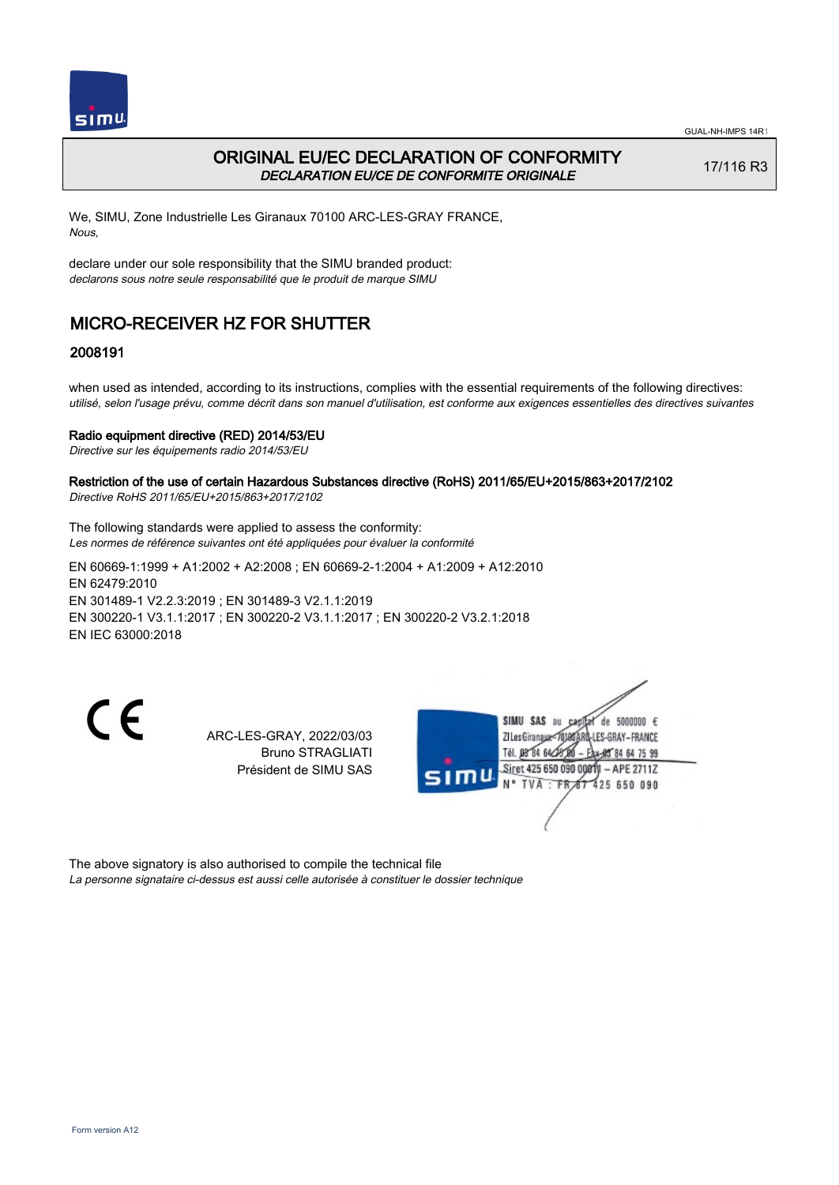# ORIGINAL EU/EC DECLARATION OF CONFORMITY

*DECLARATION EU/CE DE CONFORMITE ORIGINALE*

17/116 R3

We, SIMU, Zone Industrielle Les Giranaux 70100 ARC-LES-GRAY FRANCE,
*Nous,*

declare under our sole responsibility that the SIMU branded product:
*declarons sous notre seule responsabilité que le produit de marque SIMU*

## MICRO-RECEIVER HZ FOR SHUTTER

### 2008191

when used as intended, according to its instructions, complies with the essential requirements of the following directives:
*utilisé, selon l'usage prévu, comme décrit dans son manuel d'utilisation, est conforme aux exigences essentielles des directives suivantes*

**Radio equipment directive (RED) 2014/53/EU**
*Directive sur les équipements radio 2014/53/EU*

**Restriction of the use of certain Hazardous Substances directive (RoHS) 2011/65/EU+2015/863+2017/2102**
*Directive RoHS 2011/65/EU+2015/863+2017/2102*

The following standards were applied to assess the conformity:
*Les normes de référence suivantes ont été appliquées pour évaluer la conformité*

EN 60669-1:1999 + A1:2002 + A2:2008 ; EN 60669-2-1:2004 + A1:2009 + A12:2010
EN 62479:2010
EN 301489-1 V2.2.3:2019 ; EN 301489-3 V2.1.1:2019
EN 300220-1 V3.1.1:2017 ; EN 300220-2 V3.1.1:2017 ; EN 300220-2 V3.2.1:2018
EN IEC 63000:2018

CE

ARC-LES-GRAY, 2022/03/03
Bruno STRAGLIATI
Président de SIMU SAS

SIMU SAS au capital de 5000000 €
ZI Les Giranaux 70100 ARC-LES-GRAY-FRANCE
Tél. 03 84 64 75 00 – Fax 03 84 64 75 99
Siret 425 650 090 00011 – APE 2711Z
N° TVA : FR 87 425 650 090

The above signatory is also authorised to compile the technical file
*La personne signataire ci-dessus est aussi celle autorisée à constituer le dossier technique*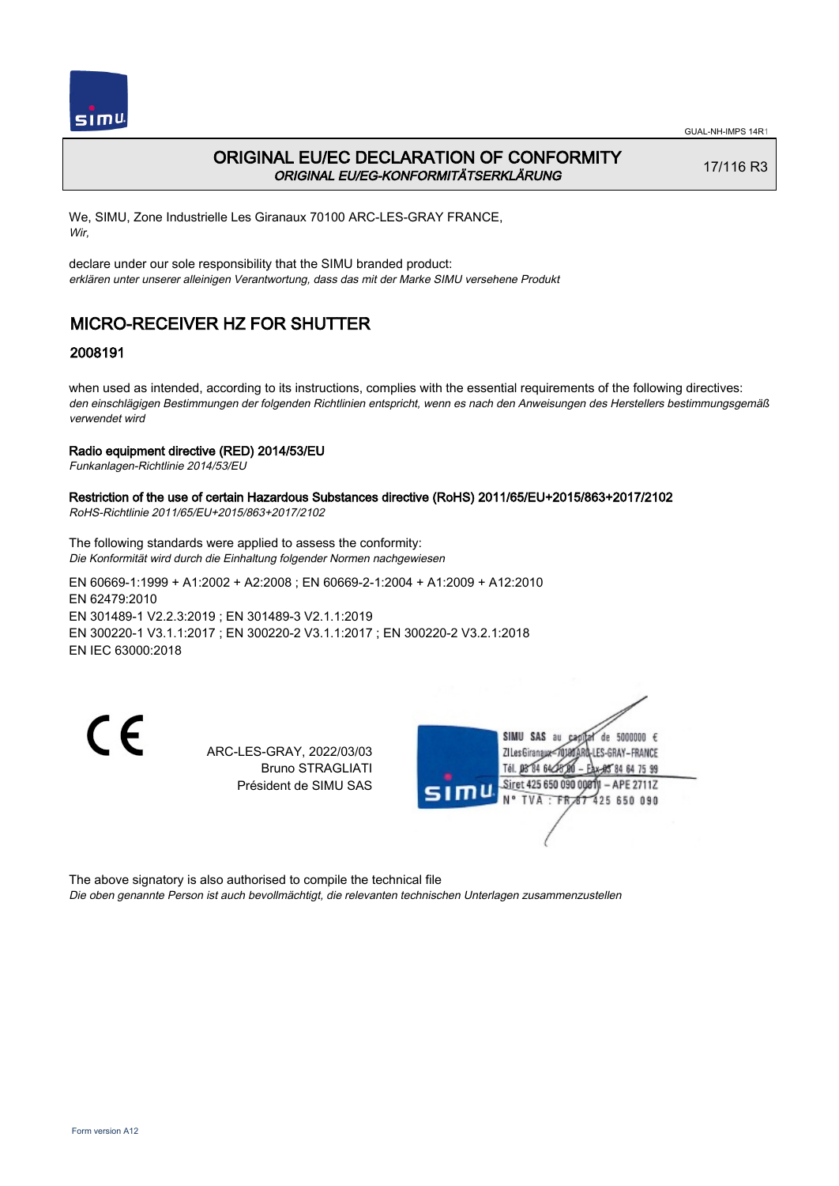GUAL-NH-IMPS 14R1

# ORIGINAL EU/EC DECLARATION OF CONFORMITY

*ORIGINAL EU/EG-KONFORMITÄTSERKLÄRUNG*

17/116 R3

We, SIMU, Zone Industrielle Les Giranaux 70100 ARC-LES-GRAY FRANCE,
*Wir,*

declare under our sole responsibility that the SIMU branded product:
*erklären unter unserer alleinigen Verantwortung, dass das mit der Marke SIMU versehene Produkt*

## MICRO-RECEIVER HZ FOR SHUTTER

### 2008191

when used as intended, according to its instructions, complies with the essential requirements of the following directives:
*den einschlägigen Bestimmungen der folgenden Richtlinien entspricht, wenn es nach den Anweisungen des Herstellers bestimmungsgemäß verwendet wird*

**Radio equipment directive (RED) 2014/53/EU**
*Funkanlagen-Richtlinie 2014/53/EU*

**Restriction of the use of certain Hazardous Substances directive (RoHS) 2011/65/EU+2015/863+2017/2102**
*RoHS-Richtlinie 2011/65/EU+2015/863+2017/2102*

The following standards were applied to assess the conformity:
*Die Konformität wird durch die Einhaltung folgender Normen nachgewiesen*

EN 60669-1:1999 + A1:2002 + A2:2008 ; EN 60669-2-1:2004 + A1:2009 + A12:2010
EN 62479:2010
EN 301489-1 V2.2.3:2019 ; EN 301489-3 V2.1.1:2019
EN 300220-1 V3.1.1:2017 ; EN 300220-2 V3.1.1:2017 ; EN 300220-2 V3.2.1:2018
EN IEC 63000:2018

CE

ARC-LES-GRAY, 2022/03/03
Bruno STRAGLIATI
Président de SIMU SAS

SIMU SAS au capital de 5000000 €
ZI Les Giranaux 70100 ARC-LES-GRAY-FRANCE
Tél. 03 84 64 75 00 – Fax 03 84 64 75 99
Siret 425 650 090 00011 – APE 2711Z
N° TVA : FR 67 425 650 090

The above signatory is also authorised to compile the technical file
*Die oben genannte Person ist auch bevollmächtigt, die relevanten technischen Unterlagen zusammenzustellen*

Form version A12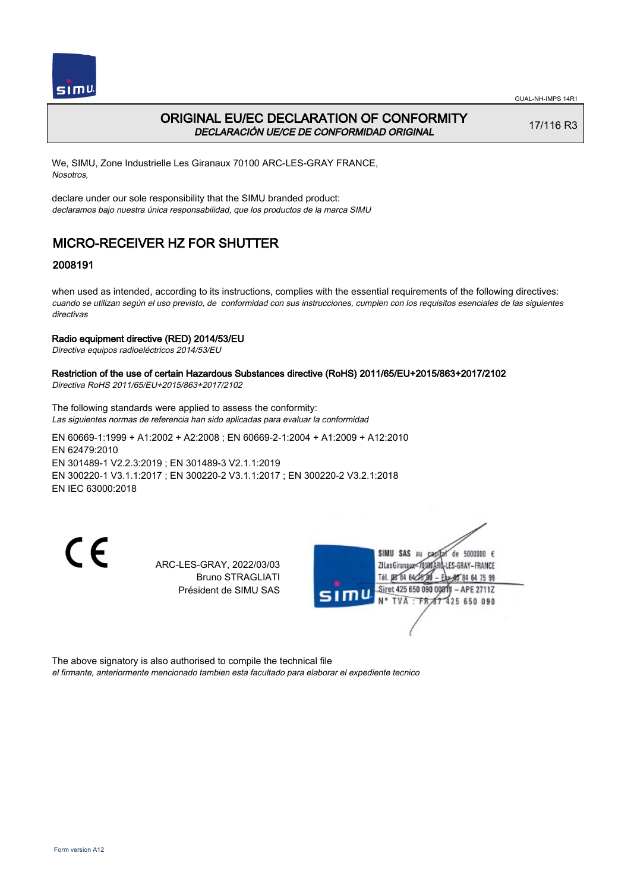# ORIGINAL EU/EC DECLARATION OF CONFORMITY

*DECLARACIÓN UE/CE DE CONFORMIDAD ORIGINAL*

17/116 R3

We, SIMU, Zone Industrielle Les Giranaux 70100 ARC-LES-GRAY FRANCE,
*Nosotros,*

declare under our sole responsibility that the SIMU branded product:
*declaramos bajo nuestra única responsabilidad, que los productos de la marca SIMU*

## MICRO-RECEIVER HZ FOR SHUTTER

### 2008191

when used as intended, according to its instructions, complies with the essential requirements of the following directives:
*cuando se utilizan según el uso previsto, de conformidad con sus instrucciones, cumplen con los requisitos esenciales de las siguientes directivas*

**Radio equipment directive (RED) 2014/53/EU**
*Directiva equipos radioeléctricos 2014/53/EU*

**Restriction of the use of certain Hazardous Substances directive (RoHS) 2011/65/EU+2015/863+2017/2102**
*Directiva RoHS 2011/65/EU+2015/863+2017/2102*

The following standards were applied to assess the conformity:
*Las siguientes normas de referencia han sido aplicadas para evaluar la conformidad*

EN 60669-1:1999 + A1:2002 + A2:2008 ; EN 60669-2-1:2004 + A1:2009 + A12:2010
EN 62479:2010
EN 301489-1 V2.2.3:2019 ; EN 301489-3 V2.1.1:2019
EN 300220-1 V3.1.1:2017 ; EN 300220-2 V3.1.1:2017 ; EN 300220-2 V3.2.1:2018
EN IEC 63000:2018

CE

ARC-LES-GRAY, 2022/03/03
Bruno STRAGLIATI
Président de SIMU SAS

SIMU SAS au capital de 5000000 €
ZI Les Giranaux 70100 ARC-LES-GRAY–FRANCE
Tél. 03 84 64 75 00 – Fax 03 84 64 75 99
Siret 425 650 090 00011 – APE 2711Z
N° TVA : FR 87 425 650 090

The above signatory is also authorised to compile the technical file
*el firmante, anteriormente mencionado tambien esta facultado para elaborar el expediente tecnico*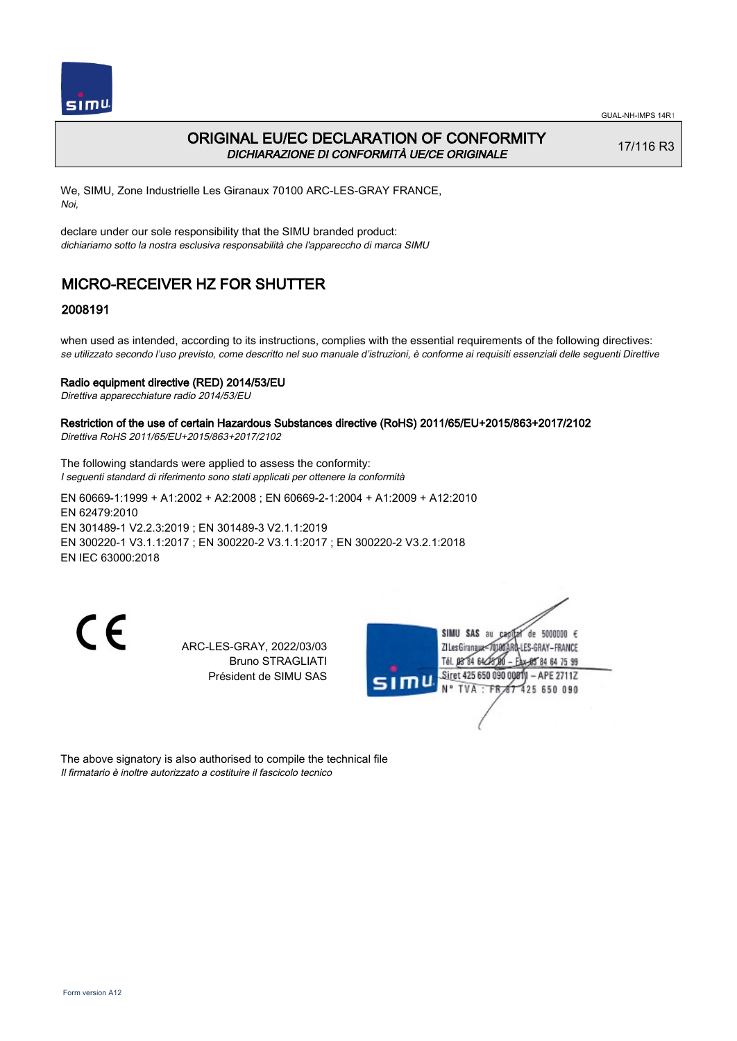# ORIGINAL EU/EC DECLARATION OF CONFORMITY

*DICHIARAZIONE DI CONFORMITÀ UE/CE ORIGINALE*

17/116 R3

We, SIMU, Zone Industrielle Les Giranaux 70100 ARC-LES-GRAY FRANCE,
*Noi,*

declare under our sole responsibility that the SIMU branded product:
*dichiariamo sotto la nostra esclusiva responsabilità che l'apparecchio di marca SIMU*

## MICRO-RECEIVER HZ FOR SHUTTER

### 2008191

when used as intended, according to its instructions, complies with the essential requirements of the following directives:
*se utilizzato secondo l'uso previsto, come descritto nel suo manuale d'istruzioni, è conforme ai requisiti essenziali delle seguenti Direttive*

**Radio equipment directive (RED) 2014/53/EU**
*Direttiva apparecchiature radio 2014/53/EU*

**Restriction of the use of certain Hazardous Substances directive (RoHS) 2011/65/EU+2015/863+2017/2102**
*Direttiva RoHS 2011/65/EU+2015/863+2017/2102*

The following standards were applied to assess the conformity:
*I seguenti standard di riferimento sono stati applicati per ottenere la conformità*

EN 60669-1:1999 + A1:2002 + A2:2008 ; EN 60669-2-1:2004 + A1:2009 + A12:2010
EN 62479:2010
EN 301489-1 V2.2.3:2019 ; EN 301489-3 V2.1.1:2019
EN 300220-1 V3.1.1:2017 ; EN 300220-2 V3.1.1:2017 ; EN 300220-2 V3.2.1:2018
EN IEC 63000:2018

CE

ARC-LES-GRAY, 2022/03/03
Bruno STRAGLIATI
Président de SIMU SAS

SIMU SAS au capital de 5000000 €
ZI Les Giranaux 70100 ARC-LES-GRAY-FRANCE
Tél. 03 84 64 75 00 – Fax 03 84 64 75 99
Siret 425 650 090 00011 – APE 2711Z
N° TVA : FR 87 425 650 090

The above signatory is also authorised to compile the technical file
*Il firmatario è inoltre autorizzato a costituire il fascicolo tecnico*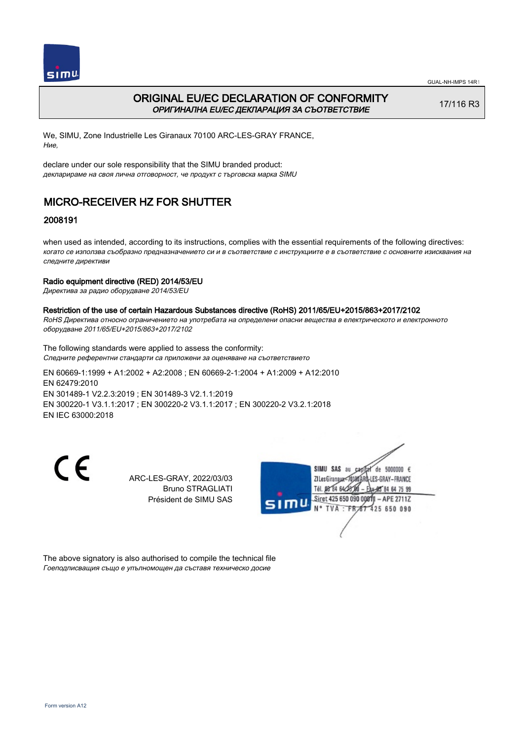# ORIGINAL EU/EC DECLARATION OF CONFORMITY
*ОРИГИНАЛНА EU/EC ДЕКЛАРАЦИЯ ЗА СЪОТВЕТСТВИЕ*

17/116 R3

We, SIMU, Zone Industrielle Les Giranaux 70100 ARC-LES-GRAY FRANCE,
*Ние,*

declare under our sole responsibility that the SIMU branded product:
*декларираме на своя лична отговорност, че продукт с търговска марка SIMU*

## MICRO-RECEIVER HZ FOR SHUTTER

### 2008191

when used as intended, according to its instructions, complies with the essential requirements of the following directives:
*когато се използва съобразно предназначението си и в съответствие с инструкциите е в съответствие с основните изисквания на следните директиви*

**Radio equipment directive (RED) 2014/53/EU**
*Директива за радио оборудване 2014/53/EU*

**Restriction of the use of certain Hazardous Substances directive (RoHS) 2011/65/EU+2015/863+2017/2102**
*RoHS Директива относно ограничението на употребата на определени опасни вещества в електрическото и електронното оборудване 2011/65/EU+2015/863+2017/2102*

The following standards were applied to assess the conformity:
*Следните референтни стандарти са приложени за оценяване на съответствието*

EN 60669-1:1999 + A1:2002 + A2:2008 ; EN 60669-2-1:2004 + A1:2009 + A12:2010
EN 62479:2010
EN 301489-1 V2.2.3:2019 ; EN 301489-3 V2.1.1:2019
EN 300220-1 V3.1.1:2017 ; EN 300220-2 V3.1.1:2017 ; EN 300220-2 V3.2.1:2018
EN IEC 63000:2018

CE

ARC-LES-GRAY, 2022/03/03
Bruno STRAGLIATI
Président de SIMU SAS

SIMU SAS au capital de 5000000 €
ZI Les Giranaux 70100 ARC-LES-GRAY–FRANCE
Tél. 03 84 64 78 00 – Fax 03 84 64 75 99
Siret 425 650 090 00011 – APE 2711Z
N° TVA : FR 67 425 650 090

The above signatory is also authorised to compile the technical file
*Гоеподписващия също е упълномощен да съставя техническо досие*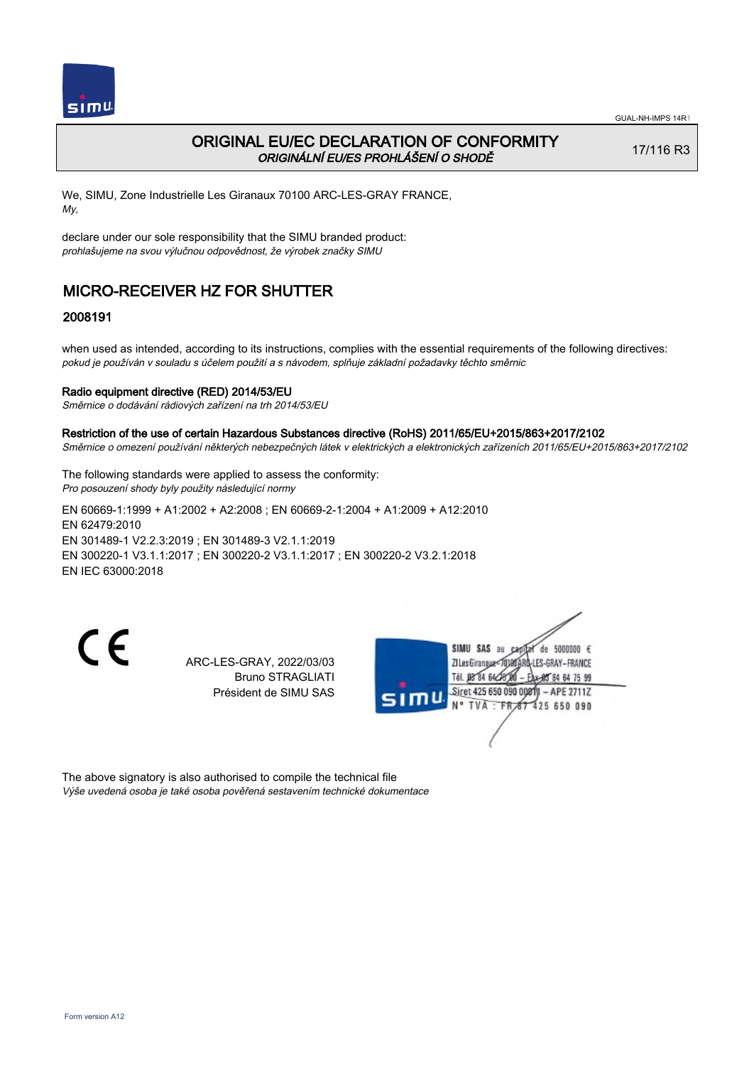# ORIGINAL EU/EC DECLARATION OF CONFORMITY
*ORIGINÁLNÍ EU/ES PROHLÁŠENÍ O SHODĚ*

17/116 R3

We, SIMU, Zone Industrielle Les Giranaux 70100 ARC-LES-GRAY FRANCE,
*My,*

declare under our sole responsibility that the SIMU branded product:
*prohlašujeme na svou výlučnou odpovědnost, že výrobek značky SIMU*

## MICRO-RECEIVER HZ FOR SHUTTER

### 2008191

when used as intended, according to its instructions, complies with the essential requirements of the following directives:
*pokud je používán v souladu s účelem použití a s návodem, splňuje základní požadavky těchto směrnic*

**Radio equipment directive (RED) 2014/53/EU**
*Směrnice o dodávání rádiových zařízení na trh 2014/53/EU*

**Restriction of the use of certain Hazardous Substances directive (RoHS) 2011/65/EU+2015/863+2017/2102**
*Směrnice o omezení používání některých nebezpečných látek v elektrických a elektronických zařízeních 2011/65/EU+2015/863+2017/2102*

The following standards were applied to assess the conformity:
*Pro posouzení shody byly použity následující normy*

EN 60669-1:1999 + A1:2002 + A2:2008 ; EN 60669-2-1:2004 + A1:2009 + A12:2010
EN 62479:2010
EN 301489-1 V2.2.3:2019 ; EN 301489-3 V2.1.1:2019
EN 300220-1 V3.1.1:2017 ; EN 300220-2 V3.1.1:2017 ; EN 300220-2 V3.2.1:2018
EN IEC 63000:2018

CE

ARC-LES-GRAY, 2022/03/03
Bruno STRAGLIATI
Président de SIMU SAS

SIMU SAS au capital de 5000000 €
ZI Les Giranaux 70100 ARC-LES-GRAY-FRANCE
Tél. 03 84 64 75 00 – Fax 03 84 64 75 99
Siret 425 650 090 00011 – APE 2711Z
N° TVA : FR 87 425 650 090

The above signatory is also authorised to compile the technical file
*Výše uvedená osoba je také osoba pověřená sestavením technické dokumentace*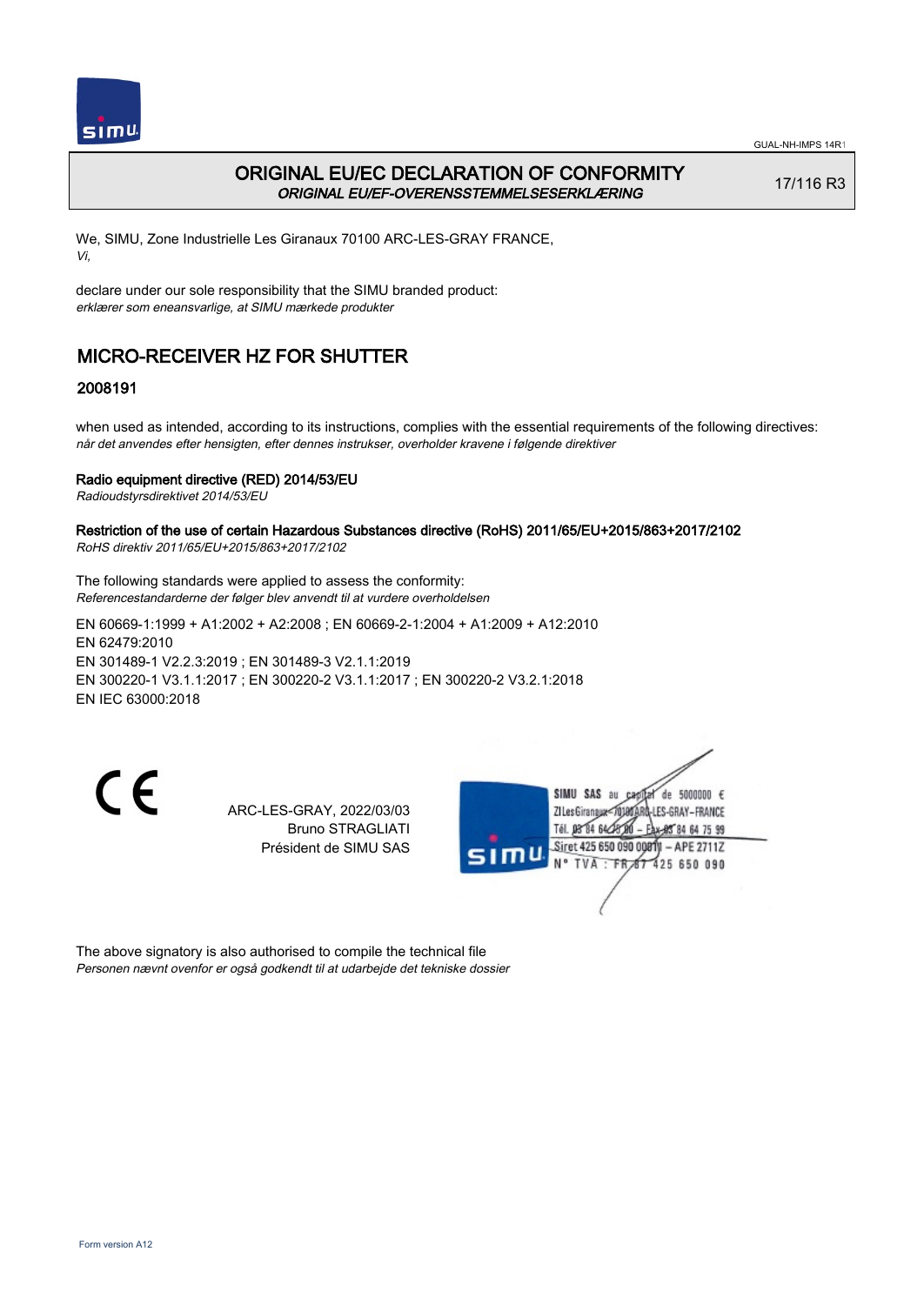# ORIGINAL EU/EC DECLARATION OF CONFORMITY

*ORIGINAL EU/EF-OVERENSSTEMMELSESERKLÆRING*

17/116 R3

We, SIMU, Zone Industrielle Les Giranaux 70100 ARC-LES-GRAY FRANCE,
*Vi,*

declare under our sole responsibility that the SIMU branded product:
*erklærer som eneansvarlige, at SIMU mærkede produkter*

## MICRO-RECEIVER HZ FOR SHUTTER

### 2008191

when used as intended, according to its instructions, complies with the essential requirements of the following directives:
*når det anvendes efter hensigten, efter dennes instrukser, overholder kravene i følgende direktiver*

**Radio equipment directive (RED) 2014/53/EU**
*Radioudstyrsdirektivet 2014/53/EU*

**Restriction of the use of certain Hazardous Substances directive (RoHS) 2011/65/EU+2015/863+2017/2102**
*RoHS direktiv 2011/65/EU+2015/863+2017/2102*

The following standards were applied to assess the conformity:
*Referencestandarderne der følger blev anvendt til at vurdere overholdelsen*

EN 60669-1:1999 + A1:2002 + A2:2008 ; EN 60669-2-1:2004 + A1:2009 + A12:2010
EN 62479:2010
EN 301489-1 V2.2.3:2019 ; EN 301489-3 V2.1.1:2019
EN 300220-1 V3.1.1:2017 ; EN 300220-2 V3.1.1:2017 ; EN 300220-2 V3.2.1:2018
EN IEC 63000:2018

CE

ARC-LES-GRAY, 2022/03/03
Bruno STRAGLIATI
Président de SIMU SAS

SIMU SAS au capital de 5000000 €
ZI Les Giranaux 70100 ARC-LES-GRAY-FRANCE
Tél. 03 84 64 75 00 – Fax 03 84 64 75 99
Siret 425 650 090 00011 – APE 2711Z
N° TVA : FR 87 425 650 090

The above signatory is also authorised to compile the technical file
*Personen nævnt ovenfor er også godkendt til at udarbejde det tekniske dossier*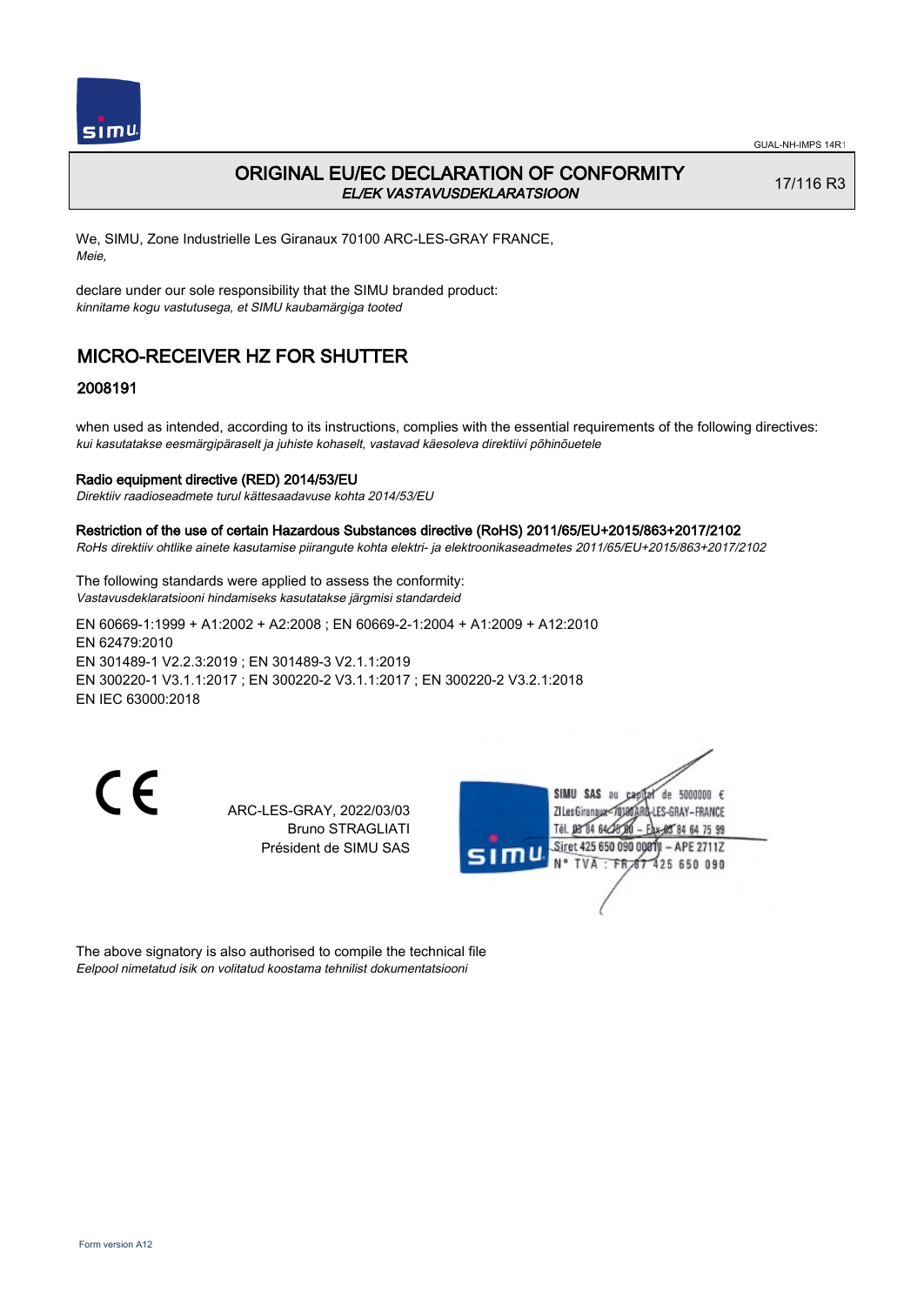# ORIGINAL EU/EC DECLARATION OF CONFORMITY

*EL/EK VASTAVUSDEKLARATSIOON*

17/116 R3

We, SIMU, Zone Industrielle Les Giranaux 70100 ARC-LES-GRAY FRANCE,
*Meie,*

declare under our sole responsibility that the SIMU branded product:
*kinnitame kogu vastutusega, et SIMU kaubamärgiga tooted*

## MICRO-RECEIVER HZ FOR SHUTTER

### 2008191

when used as intended, according to its instructions, complies with the essential requirements of the following directives:
*kui kasutatakse eesmärgipäraselt ja juhiste kohaselt, vastavad käesoleva direktiivi põhinõuetele*

**Radio equipment directive (RED) 2014/53/EU**
*Direktiiv raadioseadmete turul kättesaadavuse kohta 2014/53/EU*

**Restriction of the use of certain Hazardous Substances directive (RoHS) 2011/65/EU+2015/863+2017/2102**
*RoHs direktiiv ohtlike ainete kasutamise piirangute kohta elektri- ja elektroonikaseadmetes 2011/65/EU+2015/863+2017/2102*

The following standards were applied to assess the conformity:
*Vastavusdeklaratsiooni hindamiseks kasutatakse järgmisi standardeid*

EN 60669-1:1999 + A1:2002 + A2:2008 ; EN 60669-2-1:2004 + A1:2009 + A12:2010
EN 62479:2010
EN 301489-1 V2.2.3:2019 ; EN 301489-3 V2.1.1:2019
EN 300220-1 V3.1.1:2017 ; EN 300220-2 V3.1.1:2017 ; EN 300220-2 V3.2.1:2018
EN IEC 63000:2018

CE

ARC-LES-GRAY, 2022/03/03
Bruno STRAGLIATI
Président de SIMU SAS

SIMU SAS au capital de 5000000 €
ZI Les Giranaux 70100 ARC-LES-GRAY-FRANCE
Tél. 03 84 64 75 00 – Fax 03 84 64 75 99
Siret 425 650 090 00011 – APE 2711Z
N° TVA : FR 87 425 650 090

The above signatory is also authorised to compile the technical file
*Eelpool nimetatud isik on volitatud koostama tehnilist dokumentatsiooni*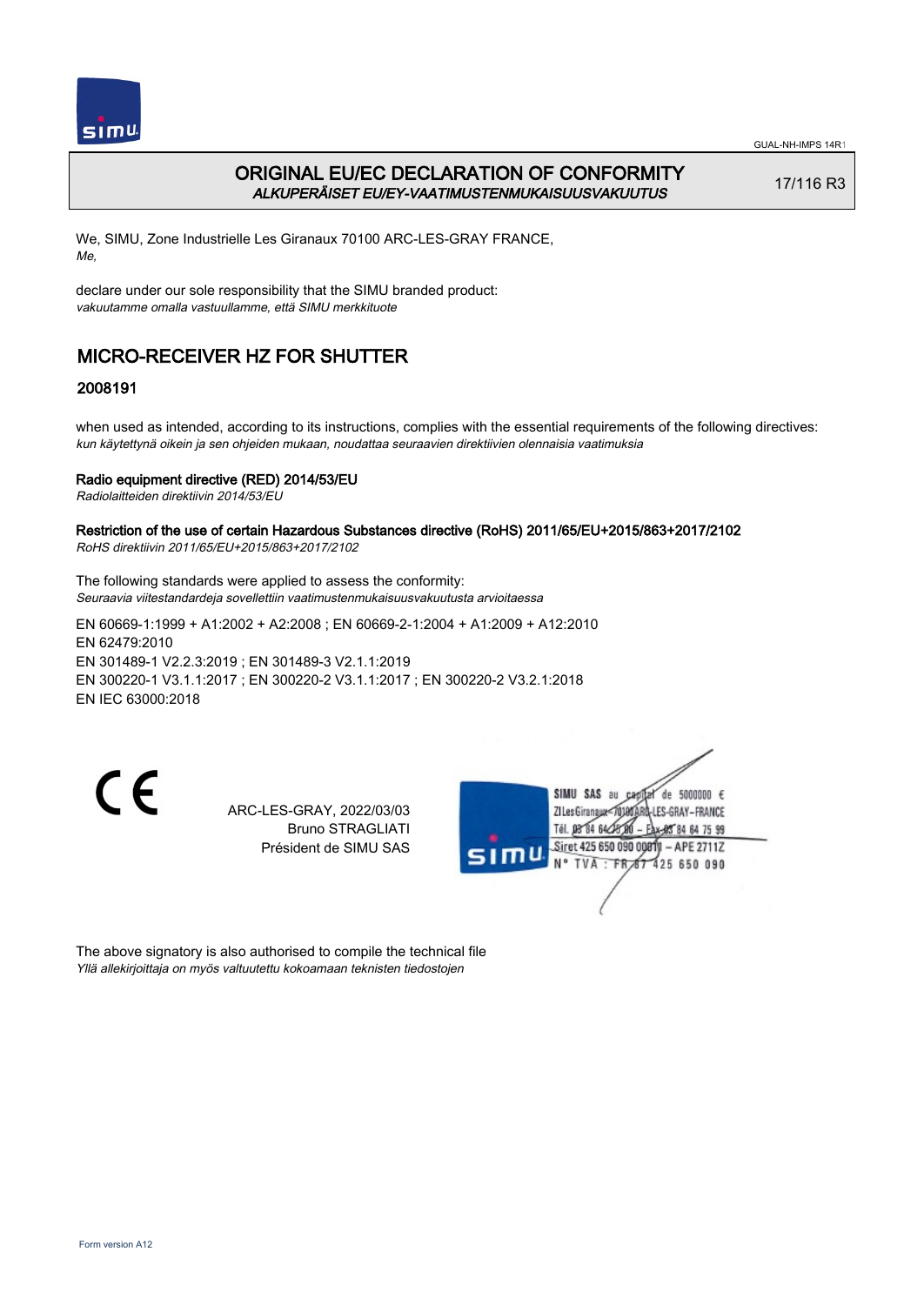# ORIGINAL EU/EC DECLARATION OF CONFORMITY

*ALKUPERÄISET EU/EY-VAATIMUSTENMUKAISUUSVAKUUTUS*

17/116 R3

We, SIMU, Zone Industrielle Les Giranaux 70100 ARC-LES-GRAY FRANCE,
*Me,*

declare under our sole responsibility that the SIMU branded product:
*vakuutamme omalla vastuullamme, että SIMU merkkituote*

## MICRO-RECEIVER HZ FOR SHUTTER

### 2008191

when used as intended, according to its instructions, complies with the essential requirements of the following directives:
*kun käytettynä oikein ja sen ohjeiden mukaan, noudattaa seuraavien direktiivien olennaisia vaatimuksia*

**Radio equipment directive (RED) 2014/53/EU**
*Radiolaitteiden direktiivin 2014/53/EU*

**Restriction of the use of certain Hazardous Substances directive (RoHS) 2011/65/EU+2015/863+2017/2102**
*RoHS direktiivin 2011/65/EU+2015/863+2017/2102*

The following standards were applied to assess the conformity:
*Seuraavia viitestandardeja sovellettiin vaatimustenmukaisuusvakuutusta arvioitaessa*

EN 60669-1:1999 + A1:2002 + A2:2008 ; EN 60669-2-1:2004 + A1:2009 + A12:2010
EN 62479:2010
EN 301489-1 V2.2.3:2019 ; EN 301489-3 V2.1.1:2019
EN 300220-1 V3.1.1:2017 ; EN 300220-2 V3.1.1:2017 ; EN 300220-2 V3.2.1:2018
EN IEC 63000:2018

CE

ARC-LES-GRAY, 2022/03/03
Bruno STRAGLIATI
Président de SIMU SAS

SIMU SAS au capital de 5000000 €
ZI Les Giranaux 70100 ARC-LES-GRAY-FRANCE
Tél. 03 84 64 75 00 – Fax 03 84 64 75 99
Siret 425 650 090 00011 – APE 2711Z
N° TVA : FR 87 425 650 090

The above signatory is also authorised to compile the technical file
*Yllä allekirjoittaja on myös valtuutettu kokoamaan teknisten tiedostojen*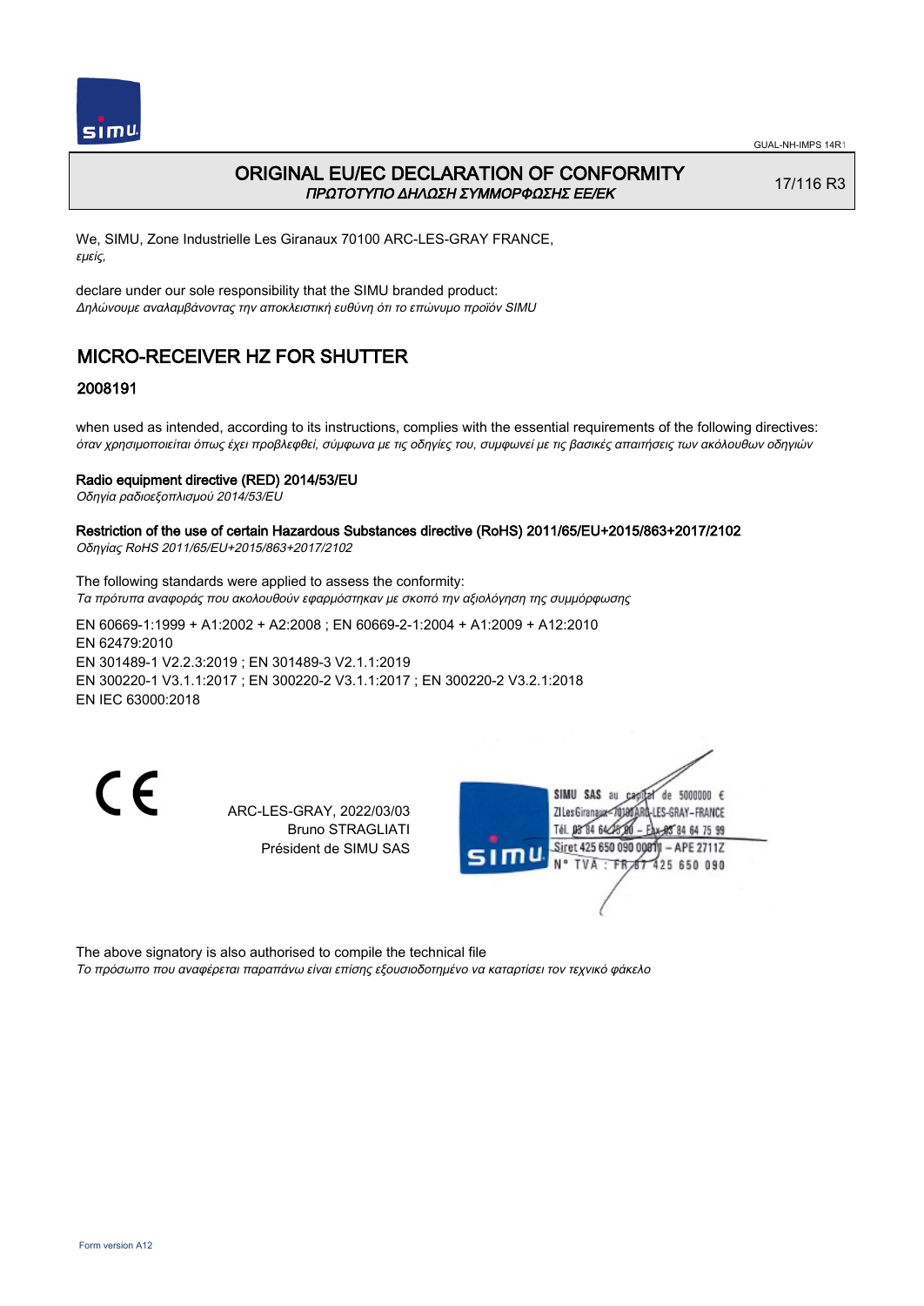# ORIGINAL EU/EC DECLARATION OF CONFORMITY

*ΠΡΩΤΟΤΥΠΟ ΔΗΛΩΣΗ ΣΥΜΜΟΡΦΩΣΗΣ ΕΕ/ΕΚ*

17/116 R3

We, SIMU, Zone Industrielle Les Giranaux 70100 ARC-LES-GRAY FRANCE,
*εμείς,*

declare under our sole responsibility that the SIMU branded product:
*Δηλώνουμε αναλαμβάνοντας την αποκλειστική ευθύνη ότι το επώνυμο προϊόν SIMU*

## MICRO-RECEIVER HZ FOR SHUTTER

### 2008191

when used as intended, according to its instructions, complies with the essential requirements of the following directives:
*όταν χρησιμοποιείται όπως έχει προβλεφθεί, σύμφωνα με τις οδηγίες του, συμφωνεί με τις βασικές απαιτήσεις των ακόλουθων οδηγιών*

**Radio equipment directive (RED) 2014/53/EU**
*Οδηγία ραδιοεξοπλισμού 2014/53/EU*

**Restriction of the use of certain Hazardous Substances directive (RoHS) 2011/65/EU+2015/863+2017/2102**
*Οδηγίας RoHS 2011/65/EU+2015/863+2017/2102*

The following standards were applied to assess the conformity:
*Τα πρότυπα αναφοράς που ακολουθούν εφαρμόστηκαν με σκοπό την αξιολόγηση της συμμόρφωσης*

EN 60669-1:1999 + A1:2002 + A2:2008 ; EN 60669-2-1:2004 + A1:2009 + A12:2010
EN 62479:2010
EN 301489-1 V2.2.3:2019 ; EN 301489-3 V2.1.1:2019
EN 300220-1 V3.1.1:2017 ; EN 300220-2 V3.1.1:2017 ; EN 300220-2 V3.2.1:2018
EN IEC 63000:2018

CE

ARC-LES-GRAY, 2022/03/03
Bruno STRAGLIATI
Président de SIMU SAS

SIMU SAS au capital de 5000000 €
ZI Les Giranaux 70100 ARC-LES-GRAY-FRANCE
Tél. 03 84 64 75 00 – Fax 03 84 64 75 99
Siret 425 650 090 00011 – APE 2711Z
N° TVA : FR 87 425 650 090

The above signatory is also authorised to compile the technical file
*Το πρόσωπο που αναφέρεται παραπάνω είναι επίσης εξουσιοδοτημένο να καταρτίσει τον τεχνικό φάκελο*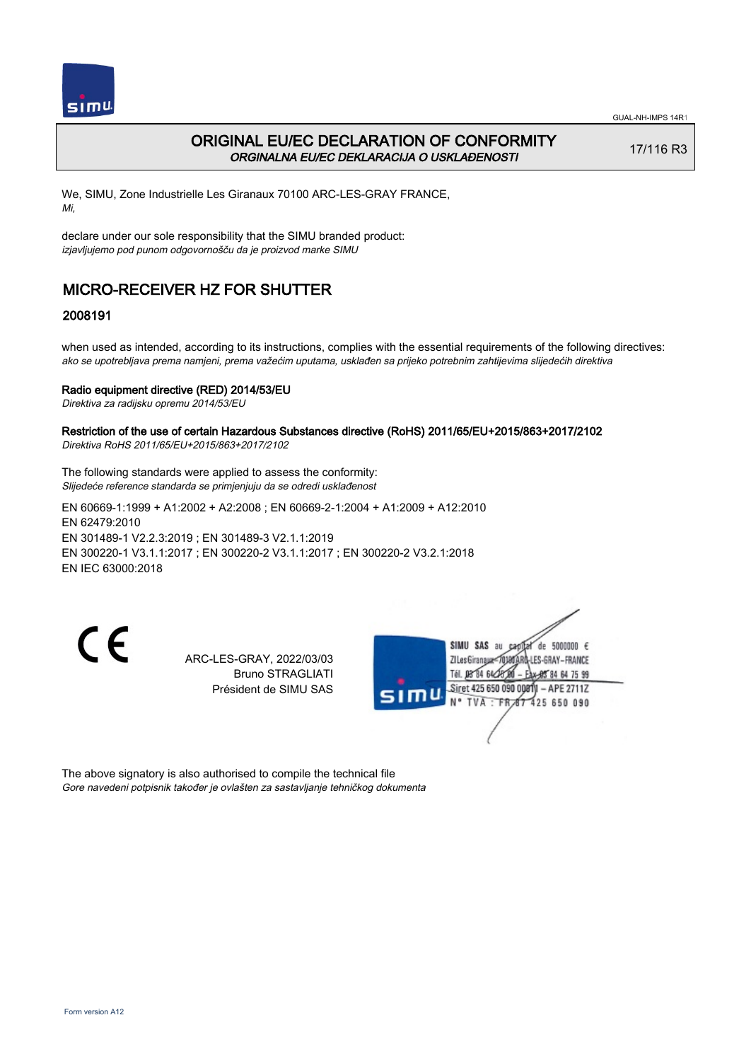# ORIGINAL EU/EC DECLARATION OF CONFORMITY

*ORGINALNA EU/EC DEKLARACIJA O USKLAĐENOSTI*

17/116 R3

We, SIMU, Zone Industrielle Les Giranaux 70100 ARC-LES-GRAY FRANCE,
*Mi,*

declare under our sole responsibility that the SIMU branded product:
*izjavljujemo pod punom odgovornošču da je proizvod marke SIMU*

## MICRO-RECEIVER HZ FOR SHUTTER

### 2008191

when used as intended, according to its instructions, complies with the essential requirements of the following directives:
*ako se upotrebljava prema namjeni, prema važećim uputama, usklađen sa prijeko potrebnim zahtijevima slijedećih direktiva*

**Radio equipment directive (RED) 2014/53/EU**
*Direktiva za radijsku opremu 2014/53/EU*

**Restriction of the use of certain Hazardous Substances directive (RoHS) 2011/65/EU+2015/863+2017/2102**
*Direktiva RoHS 2011/65/EU+2015/863+2017/2102*

The following standards were applied to assess the conformity:
*Slijedeće reference standarda se primjenjuju da se odredi usklađenost*

EN 60669-1:1999 + A1:2002 + A2:2008 ; EN 60669-2-1:2004 + A1:2009 + A12:2010
EN 62479:2010
EN 301489-1 V2.2.3:2019 ; EN 301489-3 V2.1.1:2019
EN 300220-1 V3.1.1:2017 ; EN 300220-2 V3.1.1:2017 ; EN 300220-2 V3.2.1:2018
EN IEC 63000:2018

CE

ARC-LES-GRAY, 2022/03/03
Bruno STRAGLIATI
Président de SIMU SAS

SIMU SAS au capital de 5000000 €
ZI Les Giranaux 70100 ARC-LES-GRAY-FRANCE
Tél. 03 84 64 78 00 – Fax 03 84 64 75 99
Siret 425 650 090 00011 – APE 2711Z
N° TVA : FR 87 425 650 090

The above signatory is also authorised to compile the technical file
*Gore navedeni potpisnik također je ovlašten za sastavljanje tehničkog dokumenta*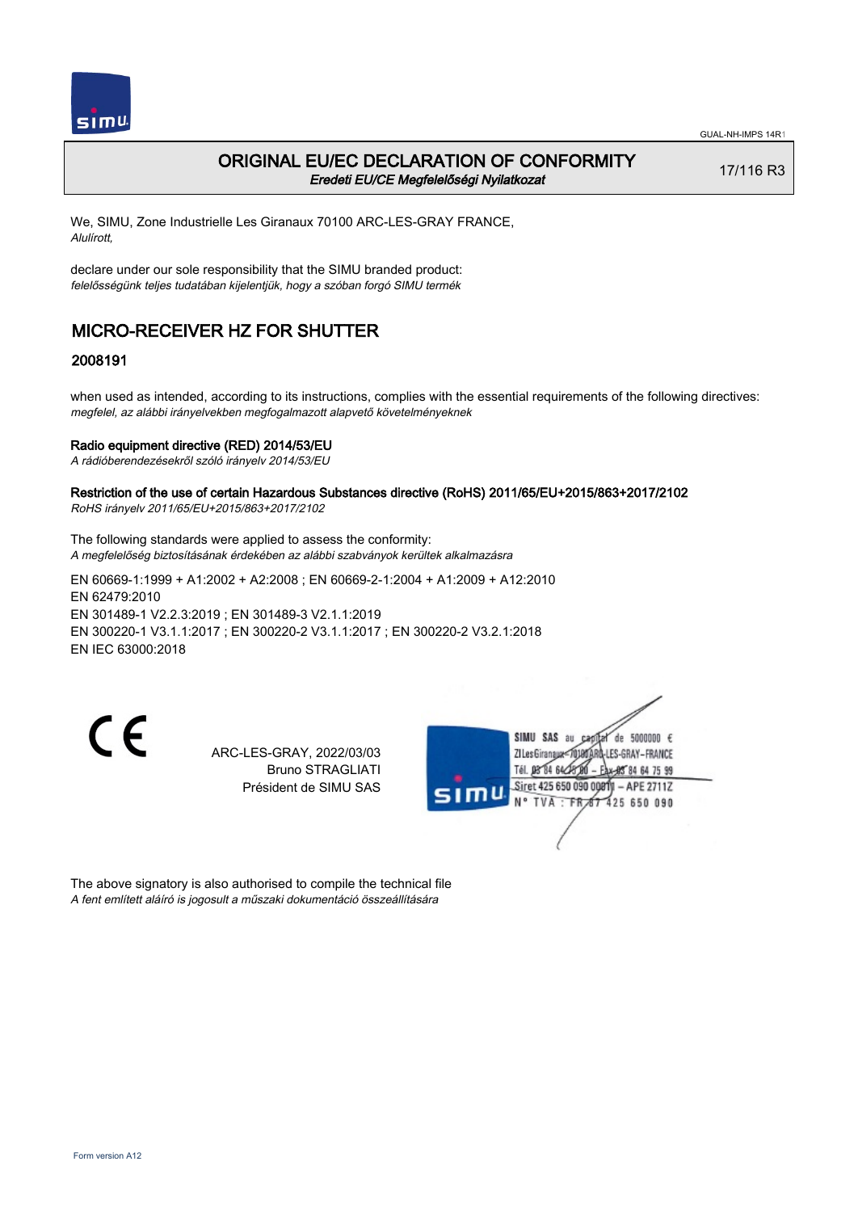GUAL-NH-IMPS 14R1

# ORIGINAL EU/EC DECLARATION OF CONFORMITY

*Eredeti EU/CE Megfelelőségi Nyilatkozat*

17/116 R3

We, SIMU, Zone Industrielle Les Giranaux 70100 ARC-LES-GRAY FRANCE,
*Alulírott,*

declare under our sole responsibility that the SIMU branded product:
*felelősségünk teljes tudatában kijelentjük, hogy a szóban forgó SIMU termék*

## MICRO-RECEIVER HZ FOR SHUTTER

### 2008191

when used as intended, according to its instructions, complies with the essential requirements of the following directives:
*megfelel, az alábbi irányelvekben megfogalmazott alapvető követelményeknek*

**Radio equipment directive (RED) 2014/53/EU**
*A rádióberendezésekről szóló irányelv 2014/53/EU*

**Restriction of the use of certain Hazardous Substances directive (RoHS) 2011/65/EU+2015/863+2017/2102**
*RoHS irányelv 2011/65/EU+2015/863+2017/2102*

The following standards were applied to assess the conformity:
*A megfelelőség biztosításának érdekében az alábbi szabványok kerültek alkalmazásra*

EN 60669-1:1999 + A1:2002 + A2:2008 ; EN 60669-2-1:2004 + A1:2009 + A12:2010
EN 62479:2010
EN 301489-1 V2.2.3:2019 ; EN 301489-3 V2.1.1:2019
EN 300220-1 V3.1.1:2017 ; EN 300220-2 V3.1.1:2017 ; EN 300220-2 V3.2.1:2018
EN IEC 63000:2018

CE

ARC-LES-GRAY, 2022/03/03
Bruno STRAGLIATI
Président de SIMU SAS

SIMU SAS au capital de 5000000 €
ZI Les Giranaux 70100 ARC-LES-GRAY-FRANCE
Tél. 03 84 64 75 00 – Fax 03 84 64 75 99
Siret 425 650 090 00011 – APE 2711Z
N° TVA : FR 87 425 650 090

The above signatory is also authorised to compile the technical file
*A fent említett aláíró is jogosult a műszaki dokumentáció összeállítására*

Form version A12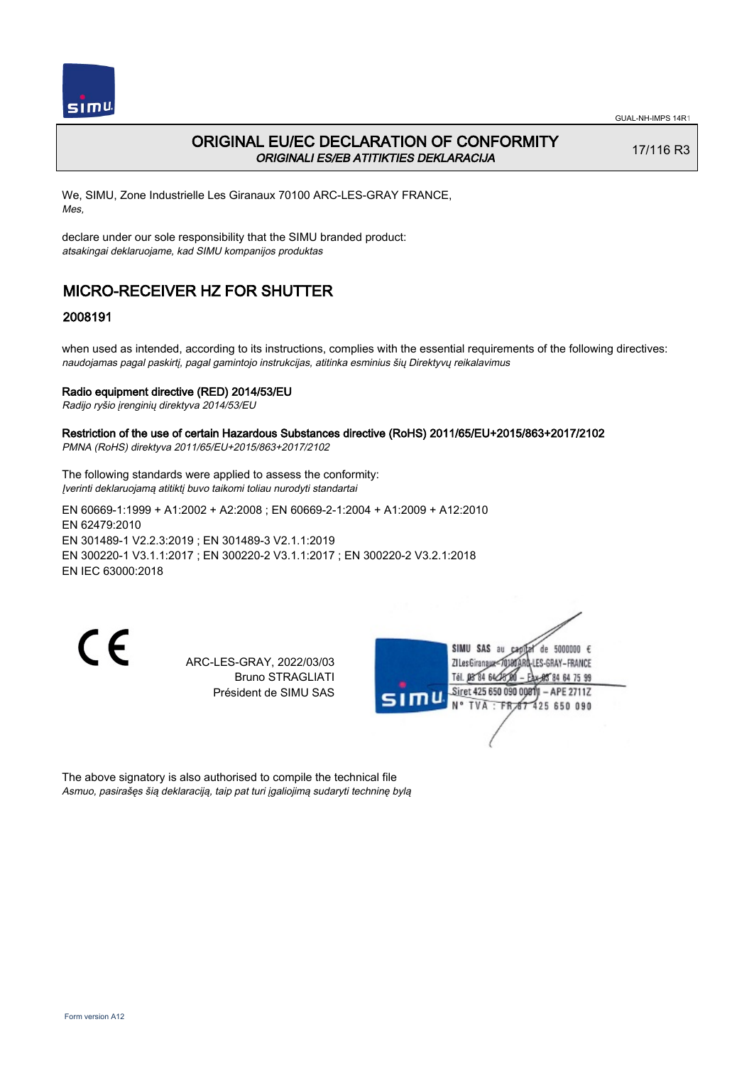# ORIGINAL EU/EC DECLARATION OF CONFORMITY
*ORIGINALI ES/EB ATITIKTIES DEKLARACIJA*

17/116 R3

We, SIMU, Zone Industrielle Les Giranaux 70100 ARC-LES-GRAY FRANCE,
*Mes,*

declare under our sole responsibility that the SIMU branded product:
*atsakingai deklaruojame, kad SIMU kompanijos produktas*

## MICRO-RECEIVER HZ FOR SHUTTER

### 2008191

when used as intended, according to its instructions, complies with the essential requirements of the following directives:
*naudojamas pagal paskirtį, pagal gamintojo instrukcijas, atitinka esminius šių Direktyvų reikalavimus*

**Radio equipment directive (RED) 2014/53/EU**
*Radijo ryšio įrenginių direktyva 2014/53/EU*

**Restriction of the use of certain Hazardous Substances directive (RoHS) 2011/65/EU+2015/863+2017/2102**
*PMNA (RoHS) direktyva 2011/65/EU+2015/863+2017/2102*

The following standards were applied to assess the conformity:
*Įverinti deklaruojamą atitiktį buvo taikomi toliau nurodyti standartai*

EN 60669-1:1999 + A1:2002 + A2:2008 ; EN 60669-2-1:2004 + A1:2009 + A12:2010
EN 62479:2010
EN 301489-1 V2.2.3:2019 ; EN 301489-3 V2.1.1:2019
EN 300220-1 V3.1.1:2017 ; EN 300220-2 V3.1.1:2017 ; EN 300220-2 V3.2.1:2018
EN IEC 63000:2018

CE

ARC-LES-GRAY, 2022/03/03
Bruno STRAGLIATI
Président de SIMU SAS

SIMU SAS au capital de 5000000 €
ZI Les Giranaux 70100 ARC-LES-GRAY-FRANCE
Tél. 03 84 64 75 00 – Fax 03 84 64 75 99
Siret 425 650 090 00011 – APE 2711Z
N° TVA : FR 87 425 650 090

The above signatory is also authorised to compile the technical file
*Asmuo, pasirašęs šią deklaraciją, taip pat turi įgaliojimą sudaryti techninę bylą*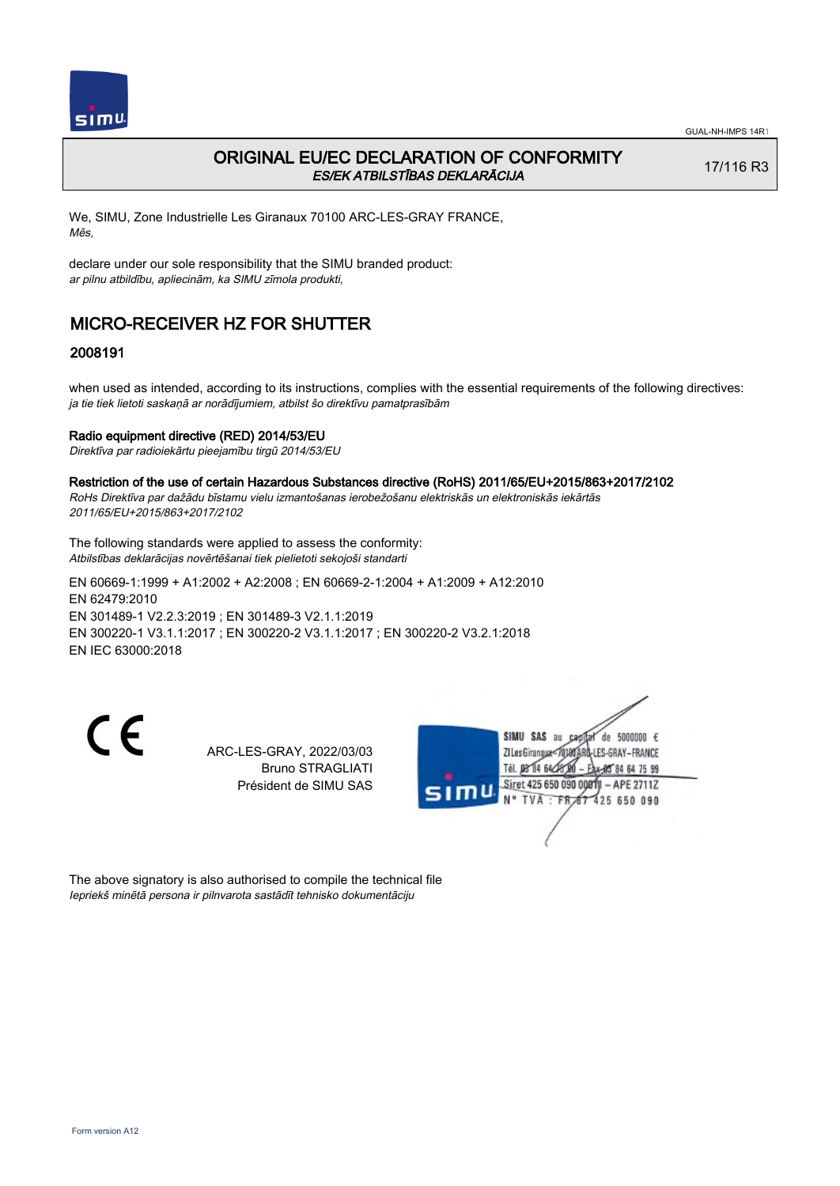# ORIGINAL EU/EC DECLARATION OF CONFORMITY
*ES/EK ATBILSTĪBAS DEKLARĀCIJA*

17/116 R3

We, SIMU, Zone Industrielle Les Giranaux 70100 ARC-LES-GRAY FRANCE,
*Mēs,*

declare under our sole responsibility that the SIMU branded product:
*ar pilnu atbildību, apliecinām, ka SIMU zīmola produkti,*

## MICRO-RECEIVER HZ FOR SHUTTER

### 2008191

when used as intended, according to its instructions, complies with the essential requirements of the following directives:
*ja tie tiek lietoti saskaņā ar norādījumiem, atbilst šo direktīvu pamatprasībām*

**Radio equipment directive (RED) 2014/53/EU**
*Direktīva par radioiekārtu pieejamību tirgū 2014/53/EU*

**Restriction of the use of certain Hazardous Substances directive (RoHS) 2011/65/EU+2015/863+2017/2102**
*RoHs Direktīva par dažādu bīstamu vielu izmantošanas ierobežošanu elektriskās un elektroniskās iekārtās 2011/65/EU+2015/863+2017/2102*

The following standards were applied to assess the conformity:
*Atbilstības deklarācijas novērtēšanai tiek pielietoti sekojoši standarti*

EN 60669-1:1999 + A1:2002 + A2:2008 ; EN 60669-2-1:2004 + A1:2009 + A12:2010
EN 62479:2010
EN 301489-1 V2.2.3:2019 ; EN 301489-3 V2.1.1:2019
EN 300220-1 V3.1.1:2017 ; EN 300220-2 V3.1.1:2017 ; EN 300220-2 V3.2.1:2018
EN IEC 63000:2018

CE

ARC-LES-GRAY, 2022/03/03
Bruno STRAGLIATI
Président de SIMU SAS

SIMU SAS au capital de 5000000 €
ZI Les Giranaux 70100 ARC-LES-GRAY–FRANCE
Tél. 03 84 64 75 00 – Fax 03 84 64 75 99
Siret 425 650 090 00011 – APE 2711Z
N° TVA : FR 87 425 650 090

The above signatory is also authorised to compile the technical file
*Iepriekš minētā persona ir pilnvarota sastādīt tehnisko dokumentāciju*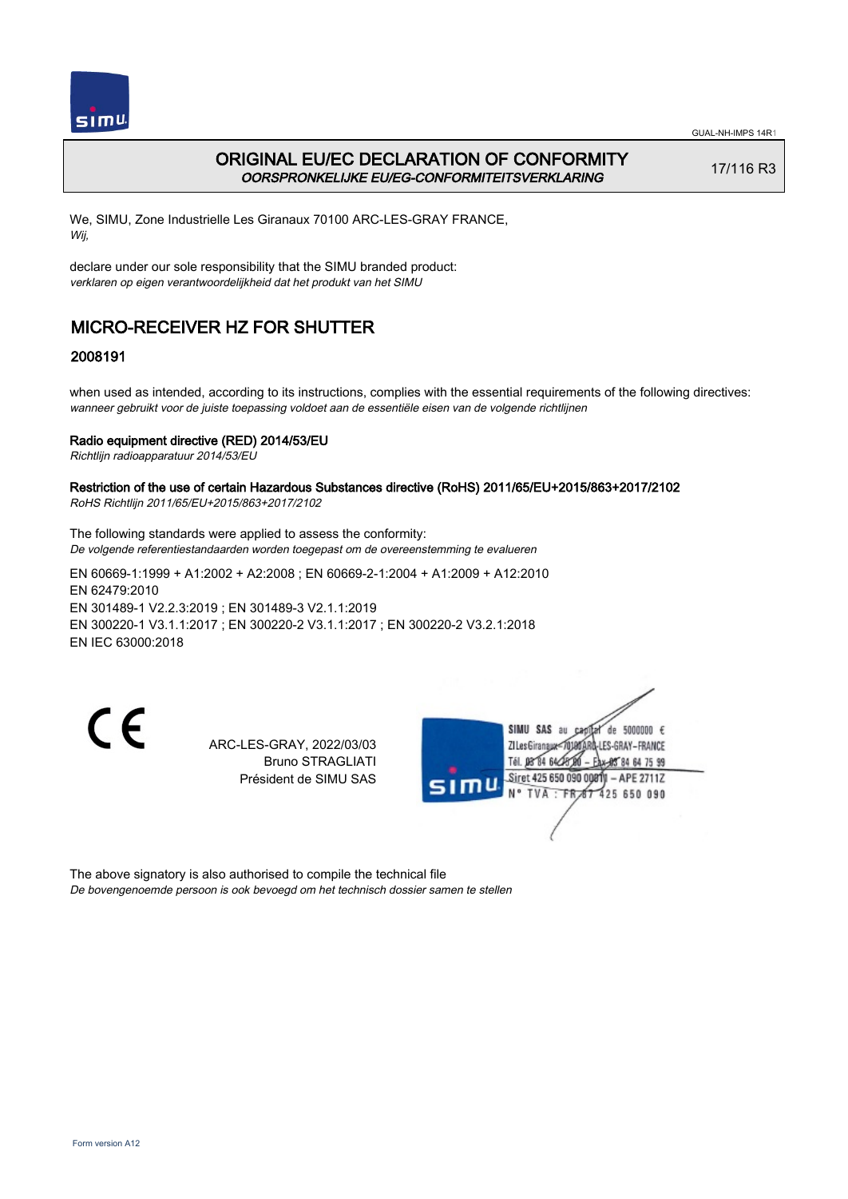# ORIGINAL EU/EC DECLARATION OF CONFORMITY
*OORSPRONKELIJKE EU/EG-CONFORMITEITSVERKLARING*

17/116 R3

We, SIMU, Zone Industrielle Les Giranaux 70100 ARC-LES-GRAY FRANCE,
*Wij,*

declare under our sole responsibility that the SIMU branded product:
*verklaren op eigen verantwoordelijkheid dat het produkt van het SIMU*

## MICRO-RECEIVER HZ FOR SHUTTER

### 2008191

when used as intended, according to its instructions, complies with the essential requirements of the following directives:
*wanneer gebruikt voor de juiste toepassing voldoet aan de essentiële eisen van de volgende richtlijnen*

**Radio equipment directive (RED) 2014/53/EU**
*Richtlijn radioapparatuur 2014/53/EU*

**Restriction of the use of certain Hazardous Substances directive (RoHS) 2011/65/EU+2015/863+2017/2102**
*RoHS Richtlijn 2011/65/EU+2015/863+2017/2102*

The following standards were applied to assess the conformity:
*De volgende referentiestandaarden worden toegepast om de overeenstemming te evalueren*

EN 60669-1:1999 + A1:2002 + A2:2008 ; EN 60669-2-1:2004 + A1:2009 + A12:2010
EN 62479:2010
EN 301489-1 V2.2.3:2019 ; EN 301489-3 V2.1.1:2019
EN 300220-1 V3.1.1:2017 ; EN 300220-2 V3.1.1:2017 ; EN 300220-2 V3.2.1:2018
EN IEC 63000:2018

CE

ARC-LES-GRAY, 2022/03/03
Bruno STRAGLIATI
Président de SIMU SAS

SIMU SAS au capital de 5000000 €
ZI Les Giranaux 70100 ARC-LES-GRAY-FRANCE
Tél. 03 84 64 75 00 – Fax 03 84 64 75 99
Siret 425 650 090 00011 – APE 2711Z
N° TVA : FR 87 425 650 090

The above signatory is also authorised to compile the technical file
*De bovengenoemde persoon is ook bevoegd om het technisch dossier samen te stellen*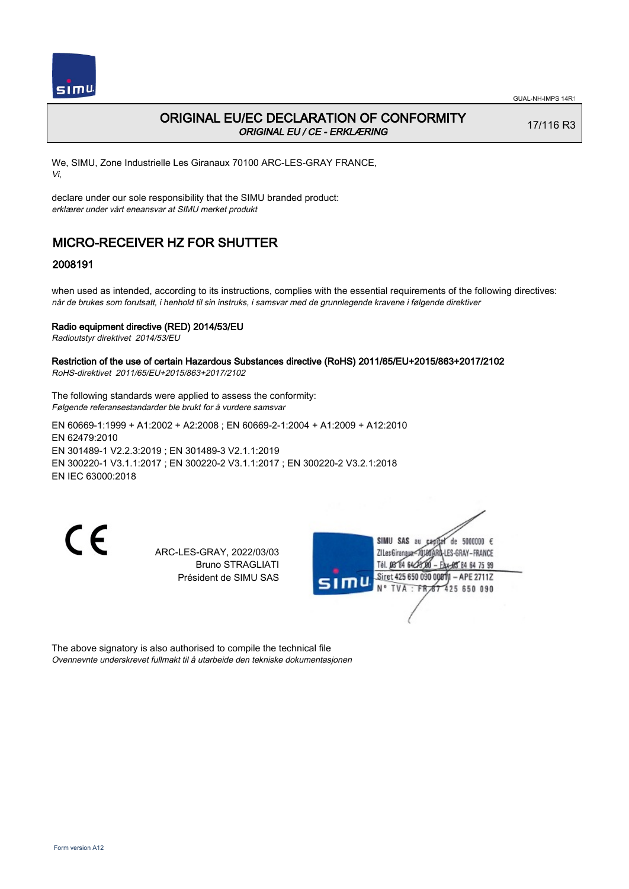# ORIGINAL EU/EC DECLARATION OF CONFORMITY

*ORIGINAL EU / CE - ERKLÆRING*

17/116 R3

We, SIMU, Zone Industrielle Les Giranaux 70100 ARC-LES-GRAY FRANCE,
*Vi,*

declare under our sole responsibility that the SIMU branded product:
*erklærer under vårt eneansvar at SIMU merket produkt*

## MICRO-RECEIVER HZ FOR SHUTTER

### 2008191

when used as intended, according to its instructions, complies with the essential requirements of the following directives:
*når de brukes som forutsatt, i henhold til sin instruks, i samsvar med de grunnlegende kravene i følgende direktiver*

**Radio equipment directive (RED) 2014/53/EU**
*Radioutstyr direktivet 2014/53/EU*

**Restriction of the use of certain Hazardous Substances directive (RoHS) 2011/65/EU+2015/863+2017/2102**
*RoHS-direktivet 2011/65/EU+2015/863+2017/2102*

The following standards were applied to assess the conformity:
*Følgende referansestandarder ble brukt for å vurdere samsvar*

EN 60669-1:1999 + A1:2002 + A2:2008 ; EN 60669-2-1:2004 + A1:2009 + A12:2010
EN 62479:2010
EN 301489-1 V2.2.3:2019 ; EN 301489-3 V2.1.1:2019
EN 300220-1 V3.1.1:2017 ; EN 300220-2 V3.1.1:2017 ; EN 300220-2 V3.2.1:2018
EN IEC 63000:2018

CE

ARC-LES-GRAY, 2022/03/03
Bruno STRAGLIATI
Président de SIMU SAS

SIMU SAS au capital de 5000000 €
ZI Les Giranaux 70100 ARC-LES-GRAY-FRANCE
Tél. 03 84 64 75 00 – Fax 03 84 64 75 99
Siret 425 650 090 00011 – APE 2711Z
N° TVA : FR 87 425 650 090

The above signatory is also authorised to compile the technical file
*Ovennevnte underskrevet fullmakt til å utarbeide den tekniske dokumentasjonen*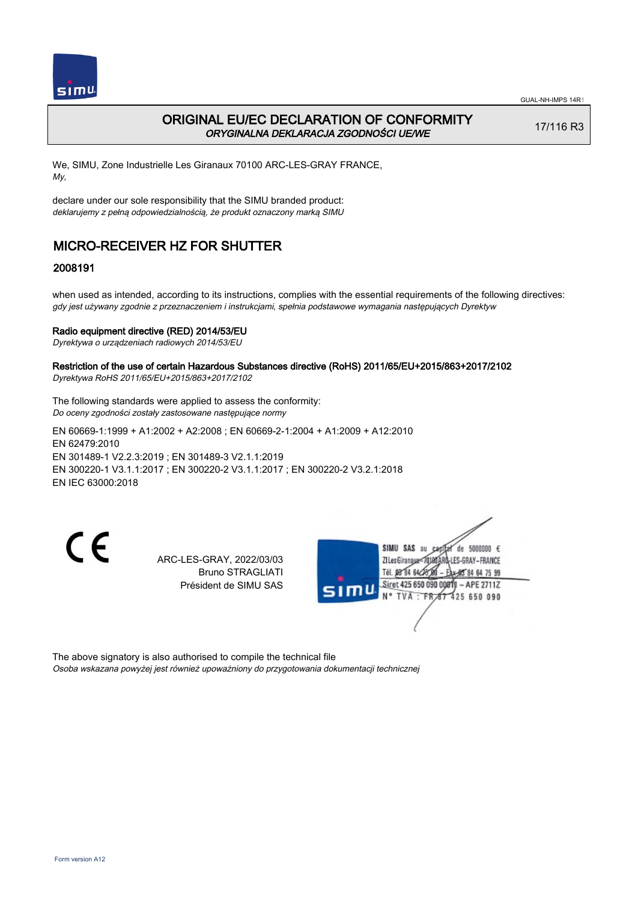# ORIGINAL EU/EC DECLARATION OF CONFORMITY
*ORYGINALNA DEKLARACJA ZGODNOŚCI UE/WE*

17/116 R3

We, SIMU, Zone Industrielle Les Giranaux 70100 ARC-LES-GRAY FRANCE,
*My,*

declare under our sole responsibility that the SIMU branded product:
*deklarujemy z pełną odpowiedzialnością, że produkt oznaczony marką SIMU*

## MICRO-RECEIVER HZ FOR SHUTTER

### 2008191

when used as intended, according to its instructions, complies with the essential requirements of the following directives:
*gdy jest używany zgodnie z przeznaczeniem i instrukcjami, spełnia podstawowe wymagania następujących Dyrektyw*

**Radio equipment directive (RED) 2014/53/EU**
*Dyrektywa o urządzeniach radiowych 2014/53/EU*

**Restriction of the use of certain Hazardous Substances directive (RoHS) 2011/65/EU+2015/863+2017/2102**
*Dyrektywa RoHS 2011/65/EU+2015/863+2017/2102*

The following standards were applied to assess the conformity:
*Do oceny zgodności zostały zastosowane następujące normy*

EN 60669-1:1999 + A1:2002 + A2:2008 ; EN 60669-2-1:2004 + A1:2009 + A12:2010
EN 62479:2010
EN 301489-1 V2.2.3:2019 ; EN 301489-3 V2.1.1:2019
EN 300220-1 V3.1.1:2017 ; EN 300220-2 V3.1.1:2017 ; EN 300220-2 V3.2.1:2018
EN IEC 63000:2018

CE

ARC-LES-GRAY, 2022/03/03
Bruno STRAGLIATI
Président de SIMU SAS

SIMU SAS au capital de 5000000 €
ZI Les Giranaux 70100 ARC-LES-GRAY-FRANCE
Tél. 03 84 64 75 00 – Fax 03 84 64 75 99
Siret 425 650 090 00011 – APE 2711Z
N° TVA : FR 87 425 650 090

The above signatory is also authorised to compile the technical file
*Osoba wskazana powyżej jest również upoważniony do przygotowania dokumentacji technicznej*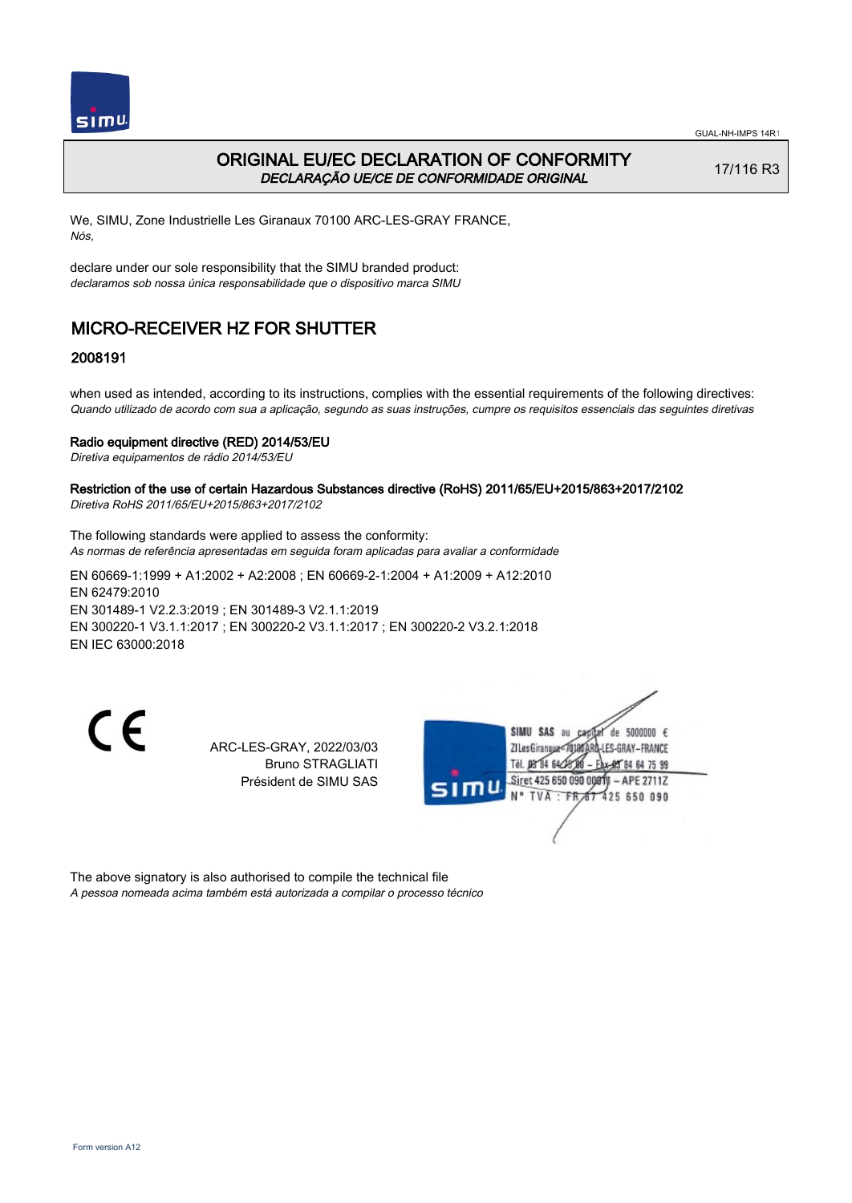GUAL-NH-IMPS 14R1

# ORIGINAL EU/EC DECLARATION OF CONFORMITY
*DECLARAÇÃO UE/CE DE CONFORMIDADE ORIGINAL*

17/116 R3

We, SIMU, Zone Industrielle Les Giranaux 70100 ARC-LES-GRAY FRANCE,
*Nós,*

declare under our sole responsibility that the SIMU branded product:
*declaramos sob nossa única responsabilidade que o dispositivo marca SIMU*

## MICRO-RECEIVER HZ FOR SHUTTER

### 2008191

when used as intended, according to its instructions, complies with the essential requirements of the following directives:
*Quando utilizado de acordo com sua a aplicação, segundo as suas instruções, cumpre os requisitos essenciais das seguintes diretivas*

**Radio equipment directive (RED) 2014/53/EU**
*Diretiva equipamentos de rádio 2014/53/EU*

**Restriction of the use of certain Hazardous Substances directive (RoHS) 2011/65/EU+2015/863+2017/2102**
*Diretiva RoHS 2011/65/EU+2015/863+2017/2102*

The following standards were applied to assess the conformity:
*As normas de referência apresentadas em seguida foram aplicadas para avaliar a conformidade*

EN 60669-1:1999 + A1:2002 + A2:2008 ; EN 60669-2-1:2004 + A1:2009 + A12:2010
EN 62479:2010
EN 301489-1 V2.2.3:2019 ; EN 301489-3 V2.1.1:2019
EN 300220-1 V3.1.1:2017 ; EN 300220-2 V3.1.1:2017 ; EN 300220-2 V3.2.1:2018
EN IEC 63000:2018

CE

ARC-LES-GRAY, 2022/03/03
Bruno STRAGLIATI
Président de SIMU SAS

SIMU SAS au capital de 5000000 €
ZI Les Giranaux 70100 ARC-LES-GRAY-FRANCE
Tél. 03 84 64 75 00 – Fax 03 84 64 75 99
Siret 425 650 090 00011 – APE 2711Z
N° TVA : FR 87 425 650 090

The above signatory is also authorised to compile the technical file
*A pessoa nomeada acima também está autorizada a compilar o processo técnico*

Form version A12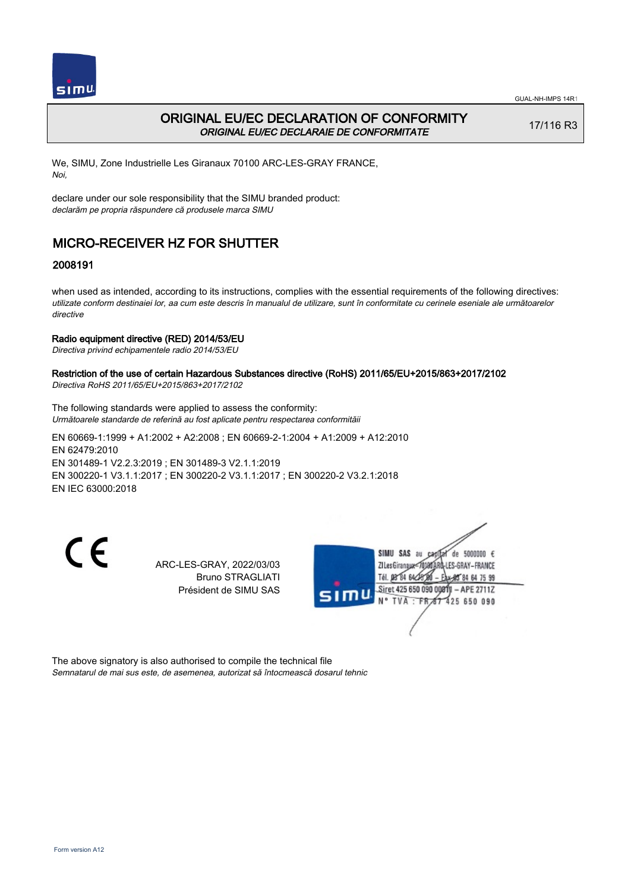GUAL-NH-IMPS 14R1

# ORIGINAL EU/EC DECLARATION OF CONFORMITY

*ORIGINAL EU/EC DECLARAIE DE CONFORMITATE*

17/116 R3

We, SIMU, Zone Industrielle Les Giranaux 70100 ARC-LES-GRAY FRANCE,
*Noi,*

declare under our sole responsibility that the SIMU branded product:
*declarăm pe propria răspundere că produsele marca SIMU*

## MICRO-RECEIVER HZ FOR SHUTTER

### 2008191

when used as intended, according to its instructions, complies with the essential requirements of the following directives:
*utilizate conform destinaiei lor, aa cum este descris în manualul de utilizare, sunt în conformitate cu cerinele eseniale ale următoarelor directive*

**Radio equipment directive (RED) 2014/53/EU**
*Directiva privind echipamentele radio 2014/53/EU*

**Restriction of the use of certain Hazardous Substances directive (RoHS) 2011/65/EU+2015/863+2017/2102**
*Directiva RoHS 2011/65/EU+2015/863+2017/2102*

The following standards were applied to assess the conformity:
*Următoarele standarde de referină au fost aplicate pentru respectarea conformităii*

EN 60669-1:1999 + A1:2002 + A2:2008 ; EN 60669-2-1:2004 + A1:2009 + A12:2010
EN 62479:2010
EN 301489-1 V2.2.3:2019 ; EN 301489-3 V2.1.1:2019
EN 300220-1 V3.1.1:2017 ; EN 300220-2 V3.1.1:2017 ; EN 300220-2 V3.2.1:2018
EN IEC 63000:2018

CE

ARC-LES-GRAY, 2022/03/03
Bruno STRAGLIATI
Président de SIMU SAS

SIMU SAS au capital de 5000000 €
ZI Les Giranaux 70100 ARC-LES-GRAY-FRANCE
Tél. 03 84 64 75 00 – Fax 03 84 64 75 99
Siret 425 650 090 00011 – APE 2711Z
N° TVA : FR 67 425 650 090

The above signatory is also authorised to compile the technical file
*Semnatarul de mai sus este, de asemenea, autorizat să întocmească dosarul tehnic*

Form version A12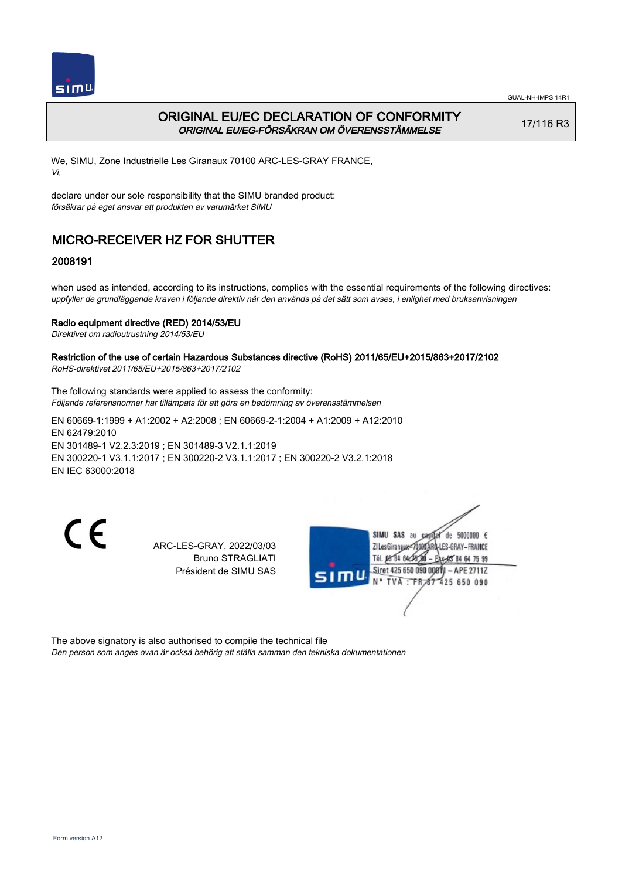# ORIGINAL EU/EC DECLARATION OF CONFORMITY
*ORIGINAL EU/EG-FÖRSÄKRAN OM ÖVERENSSTÄMMELSE*

17/116 R3

We, SIMU, Zone Industrielle Les Giranaux 70100 ARC-LES-GRAY FRANCE,
*Vi,*

declare under our sole responsibility that the SIMU branded product:
*försäkrar på eget ansvar att produkten av varumärket SIMU*

## MICRO-RECEIVER HZ FOR SHUTTER

### 2008191

when used as intended, according to its instructions, complies with the essential requirements of the following directives:
*uppfyller de grundläggande kraven i följande direktiv när den används på det sätt som avses, i enlighet med bruksanvisningen*

**Radio equipment directive (RED) 2014/53/EU**
*Direktivet om radioutrustning 2014/53/EU*

**Restriction of the use of certain Hazardous Substances directive (RoHS) 2011/65/EU+2015/863+2017/2102**
*RoHS-direktivet 2011/65/EU+2015/863+2017/2102*

The following standards were applied to assess the conformity:
*Följande referensnormer har tillämpats för att göra en bedömning av överensstämmelsen*

EN 60669-1:1999 + A1:2002 + A2:2008 ; EN 60669-2-1:2004 + A1:2009 + A12:2010
EN 62479:2010
EN 301489-1 V2.2.3:2019 ; EN 301489-3 V2.1.1:2019
EN 300220-1 V3.1.1:2017 ; EN 300220-2 V3.1.1:2017 ; EN 300220-2 V3.2.1:2018
EN IEC 63000:2018

CE

ARC-LES-GRAY, 2022/03/03
Bruno STRAGLIATI
Président de SIMU SAS

SIMU SAS au capital de 5000000 €
ZI Les Giranaux 70100 ARC-LES-GRAY-FRANCE
Tél. 03 84 64 75 00 – Fax 03 84 64 75 99
Siret 425 650 090 00011 – APE 2711Z
N° TVA : FR 87 425 650 090

The above signatory is also authorised to compile the technical file
*Den person som anges ovan är också behörig att ställa samman den tekniska dokumentationen*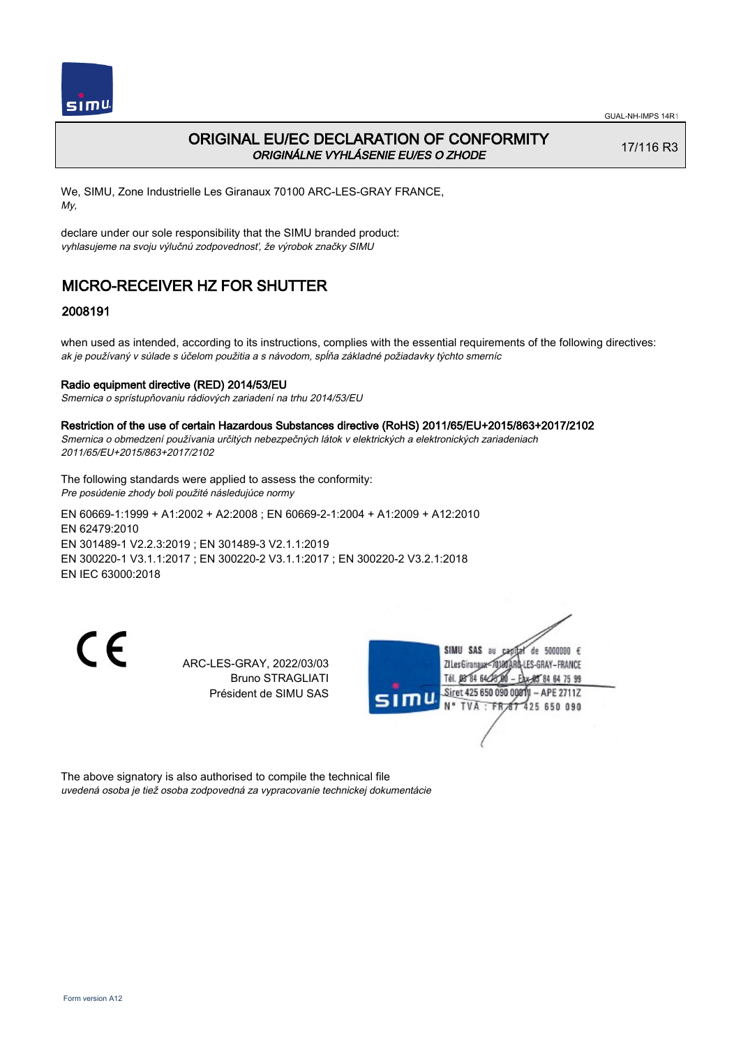# ORIGINAL EU/EC DECLARATION OF CONFORMITY

*ORIGINÁLNE VYHLÁSENIE EU/ES O ZHODE*

17/116 R3

We, SIMU, Zone Industrielle Les Giranaux 70100 ARC-LES-GRAY FRANCE,
*My,*

declare under our sole responsibility that the SIMU branded product:
*vyhlasujeme na svoju výlučnú zodpovednosť, že výrobok značky SIMU*

## MICRO-RECEIVER HZ FOR SHUTTER

### 2008191

when used as intended, according to its instructions, complies with the essential requirements of the following directives:
*ak je používaný v súlade s účelom použitia a s návodom, spĺňa základné požiadavky týchto smerníc*

**Radio equipment directive (RED) 2014/53/EU**
*Smernica o sprístupňovaniu rádiových zariadení na trhu 2014/53/EU*

**Restriction of the use of certain Hazardous Substances directive (RoHS) 2011/65/EU+2015/863+2017/2102**
*Smernica o obmedzení používania určitých nebezpečných látok v elektrických a elektronických zariadeniach 2011/65/EU+2015/863+2017/2102*

The following standards were applied to assess the conformity:
*Pre posúdenie zhody boli použité následujúce normy*

EN 60669-1:1999 + A1:2002 + A2:2008 ; EN 60669-2-1:2004 + A1:2009 + A12:2010
EN 62479:2010
EN 301489-1 V2.2.3:2019 ; EN 301489-3 V2.1.1:2019
EN 300220-1 V3.1.1:2017 ; EN 300220-2 V3.1.1:2017 ; EN 300220-2 V3.2.1:2018
EN IEC 63000:2018

ARC-LES-GRAY, 2022/03/03
Bruno STRAGLIATI
Président de SIMU SAS

SIMU SAS au capital de 5000000 €
ZI Les Giranaux 70100 ARC-LES-GRAY-FRANCE
Tél. 03 84 64 75 00 – Fax 03 84 64 75 99
Siret 425 650 090 00011 – APE 2711Z
N° TVA : FR 87 425 650 090

The above signatory is also authorised to compile the technical file
*uvedená osoba je tiež osoba zodpovedná za vypracovanie technickej dokumentácie*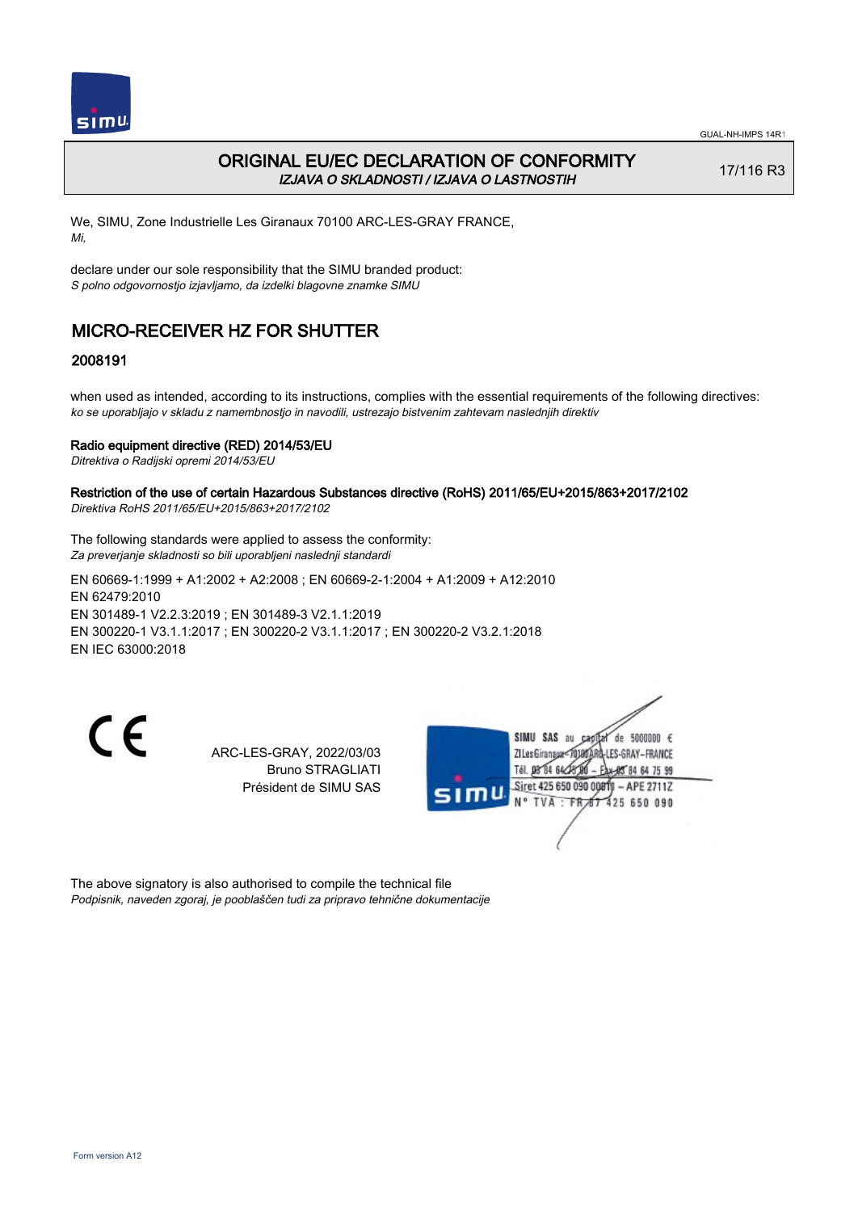GUAL-NH-IMPS 14R1

# ORIGINAL EU/EC DECLARATION OF CONFORMITY
*IZJAVA O SKLADNOSTI / IZJAVA O LASTNOSTIH*

17/116 R3

We, SIMU, Zone Industrielle Les Giranaux 70100 ARC-LES-GRAY FRANCE,
*Mi,*

declare under our sole responsibility that the SIMU branded product:
*S polno odgovornostjo izjavljamo, da izdelki blagovne znamke SIMU*

## MICRO-RECEIVER HZ FOR SHUTTER

### 2008191

when used as intended, according to its instructions, complies with the essential requirements of the following directives:
*ko se uporabljajo v skladu z namembnostjo in navodili, ustrezajo bistvenim zahtevam naslednjih direktiv*

**Radio equipment directive (RED) 2014/53/EU**
*Ditrektiva o Radijski opremi 2014/53/EU*

**Restriction of the use of certain Hazardous Substances directive (RoHS) 2011/65/EU+2015/863+2017/2102**
*Direktiva RoHS 2011/65/EU+2015/863+2017/2102*

The following standards were applied to assess the conformity:
*Za preverjanje skladnosti so bili uporabljeni naslednji standardi*

EN 60669-1:1999 + A1:2002 + A2:2008 ; EN 60669-2-1:2004 + A1:2009 + A12:2010
EN 62479:2010
EN 301489-1 V2.2.3:2019 ; EN 301489-3 V2.1.1:2019
EN 300220-1 V3.1.1:2017 ; EN 300220-2 V3.1.1:2017 ; EN 300220-2 V3.2.1:2018
EN IEC 63000:2018

CE

ARC-LES-GRAY, 2022/03/03
Bruno STRAGLIATI
Président de SIMU SAS

SIMU SAS au capital de 5000000 €
ZI Les Giranaux 70100 ARC-LES-GRAY-FRANCE
Tél. 03 84 64 75 00 – Fax 03 84 64 75 99
Siret 425 650 090 00011 – APE 2711Z
N° TVA : FR 87 425 650 090

The above signatory is also authorised to compile the technical file
*Podpisnik, naveden zgoraj, je pooblaščen tudi za pripravo tehnične dokumentacije*

Form version A12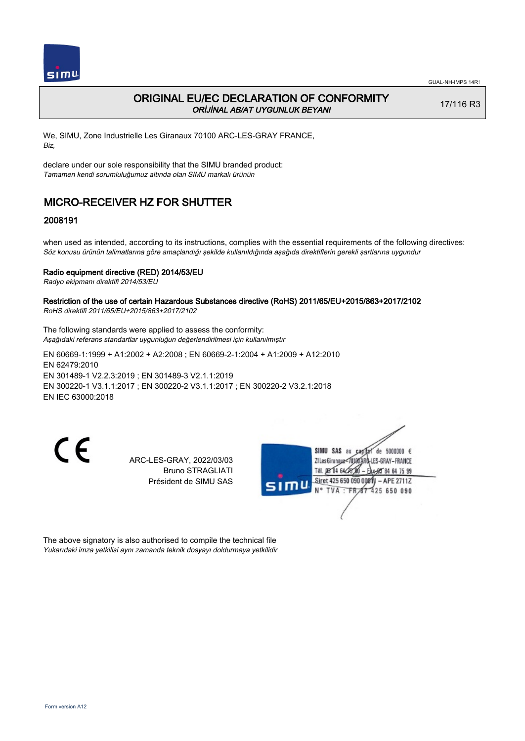# ORIGINAL EU/EC DECLARATION OF CONFORMITY
*ORİJİNAL AB/AT UYGUNLUK BEYANI*

17/116 R3

We, SIMU, Zone Industrielle Les Giranaux 70100 ARC-LES-GRAY FRANCE,
*Biz,*

declare under our sole responsibility that the SIMU branded product:
*Tamamen kendi sorumluluğumuz altında olan SIMU markalı ürünün*

## MICRO-RECEIVER HZ FOR SHUTTER

### 2008191

when used as intended, according to its instructions, complies with the essential requirements of the following directives:
*Söz konusu ürünün talimatlarına göre amaçlandığı şekilde kullanıldığında aşağıda direktiflerin gerekli şartlarına uygundur*

**Radio equipment directive (RED) 2014/53/EU**
*Radyo ekipmanı direktifi 2014/53/EU*

**Restriction of the use of certain Hazardous Substances directive (RoHS) 2011/65/EU+2015/863+2017/2102**
*RoHS direktifi 2011/65/EU+2015/863+2017/2102*

The following standards were applied to assess the conformity:
*Aşağıdaki referans standartlar uygunluğun değerlendirilmesi için kullanılmıştır*

EN 60669-1:1999 + A1:2002 + A2:2008 ; EN 60669-2-1:2004 + A1:2009 + A12:2010
EN 62479:2010
EN 301489-1 V2.2.3:2019 ; EN 301489-3 V2.1.1:2019
EN 300220-1 V3.1.1:2017 ; EN 300220-2 V3.1.1:2017 ; EN 300220-2 V3.2.1:2018
EN IEC 63000:2018

CE

ARC-LES-GRAY, 2022/03/03
Bruno STRAGLIATI
Président de SIMU SAS

SIMU SAS au capital de 5000000 €
ZI Les Giranaux 70100 ARC-LES-GRAY-FRANCE
Tél. 03 84 64 75 00 – Fax 03 84 64 75 99
Siret 425 650 090 00011 – APE 2711Z
N° TVA : FR 87 425 650 090

The above signatory is also authorised to compile the technical file
*Yukarıdaki imza yetkilisi aynı zamanda teknik dosyayı doldurmaya yetkilidir*